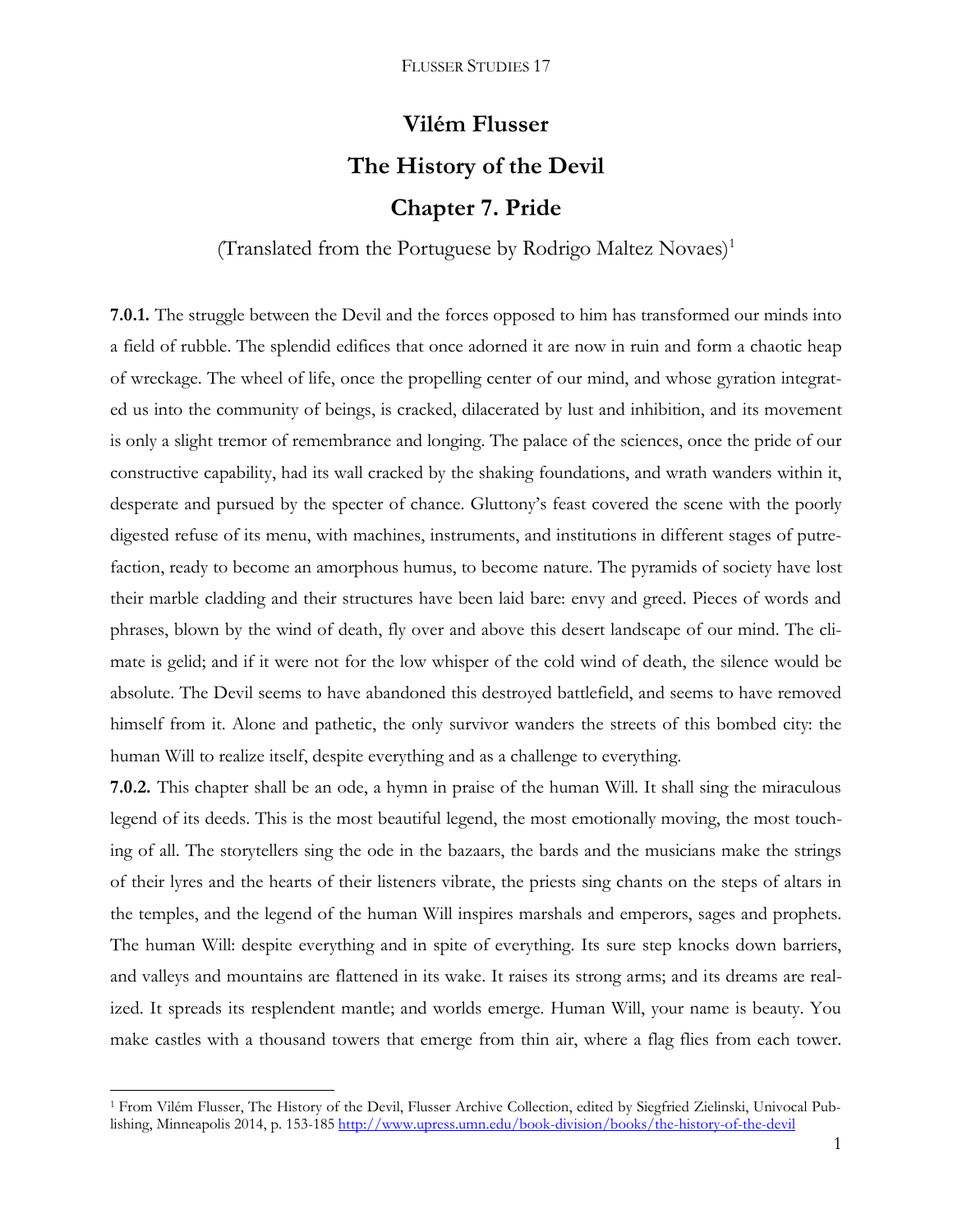# Vilém Flusser

# The History of the Devil

# Chapter 7. Pride

(Translated from the Portuguese by Rodrigo Maltez Novaes)[1]

**7.0.1.** The struggle between the Devil and the forces opposed to him has transformed our minds into a field of rubble. The splendid edifices that once adorned it are now in ruin and form a chaotic heap of wreckage. The wheel of life, once the propelling center of our mind, and whose gyration integrated us into the community of beings, is cracked, dilacerated by lust and inhibition, and its movement is only a slight tremor of remembrance and longing. The palace of the sciences, once the pride of our constructive capability, had its wall cracked by the shaking foundations, and wrath wanders within it, desperate and pursued by the specter of chance. Gluttony's feast covered the scene with the poorly digested refuse of its menu, with machines, instruments, and institutions in different stages of putrefaction, ready to become an amorphous humus, to become nature. The pyramids of society have lost their marble cladding and their structures have been laid bare: envy and greed. Pieces of words and phrases, blown by the wind of death, fly over and above this desert landscape of our mind. The climate is gelid; and if it were not for the low whisper of the cold wind of death, the silence would be absolute. The Devil seems to have abandoned this destroyed battlefield, and seems to have removed himself from it. Alone and pathetic, the only survivor wanders the streets of this bombed city: the human Will to realize itself, despite everything and as a challenge to everything.

**7.0.2.** This chapter shall be an ode, a hymn in praise of the human Will. It shall sing the miraculous legend of its deeds. This is the most beautiful legend, the most emotionally moving, the most touching of all. The storytellers sing the ode in the bazaars, the bards and the musicians make the strings of their lyres and the hearts of their listeners vibrate, the priests sing chants on the steps of altars in the temples, and the legend of the human Will inspires marshals and emperors, sages and prophets. The human Will: despite everything and in spite of everything. Its sure step knocks down barriers, and valleys and mountains are flattened in its wake. It raises its strong arms; and its dreams are realized. It spreads its resplendent mantle; and worlds emerge. Human Will, your name is beauty. You make castles with a thousand towers that emerge from thin air, where a flag flies from each tower.

---

[1] From Vilém Flusser, The History of the Devil, Flusser Archive Collection, edited by Siegfried Zielinski, Univocal Publishing, Minneapolis 2014, p. 153-185 http://www.upress.umn.edu/book-division/books/the-history-of-the-devil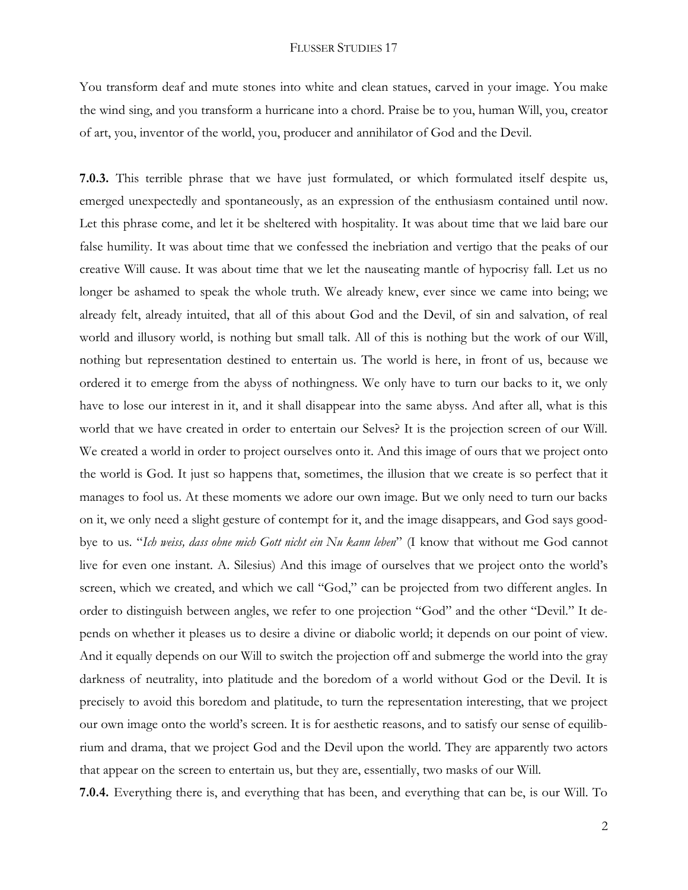You transform deaf and mute stones into white and clean statues, carved in your image. You make the wind sing, and you transform a hurricane into a chord. Praise be to you, human Will, you, creator of art, you, inventor of the world, you, producer and annihilator of God and the Devil.

**7.0.3.** This terrible phrase that we have just formulated, or which formulated itself despite us, emerged unexpectedly and spontaneously, as an expression of the enthusiasm contained until now. Let this phrase come, and let it be sheltered with hospitality. It was about time that we laid bare our false humility. It was about time that we confessed the inebriation and vertigo that the peaks of our creative Will cause. It was about time that we let the nauseating mantle of hypocrisy fall. Let us no longer be ashamed to speak the whole truth. We already knew, ever since we came into being; we already felt, already intuited, that all of this about God and the Devil, of sin and salvation, of real world and illusory world, is nothing but small talk. All of this is nothing but the work of our Will, nothing but representation destined to entertain us. The world is here, in front of us, because we ordered it to emerge from the abyss of nothingness. We only have to turn our backs to it, we only have to lose our interest in it, and it shall disappear into the same abyss. And after all, what is this world that we have created in order to entertain our Selves? It is the projection screen of our Will. We created a world in order to project ourselves onto it. And this image of ours that we project onto the world is God. It just so happens that, sometimes, the illusion that we create is so perfect that it manages to fool us. At these moments we adore our own image. But we only need to turn our backs on it, we only need a slight gesture of contempt for it, and the image disappears, and God says good-bye to us. "*Ich weiss, dass ohne mich Gott nicht ein Nu kann leben*" (I know that without me God cannot live for even one instant. A. Silesius) And this image of ourselves that we project onto the world's screen, which we created, and which we call "God," can be projected from two different angles. In order to distinguish between angles, we refer to one projection "God" and the other "Devil." It depends on whether it pleases us to desire a divine or diabolic world; it depends on our point of view. And it equally depends on our Will to switch the projection off and submerge the world into the gray darkness of neutrality, into platitude and the boredom of a world without God or the Devil. It is precisely to avoid this boredom and platitude, to turn the representation interesting, that we project our own image onto the world's screen. It is for aesthetic reasons, and to satisfy our sense of equilibrium and drama, that we project God and the Devil upon the world. They are apparently two actors that appear on the screen to entertain us, but they are, essentially, two masks of our Will.

**7.0.4.** Everything there is, and everything that has been, and everything that can be, is our Will. To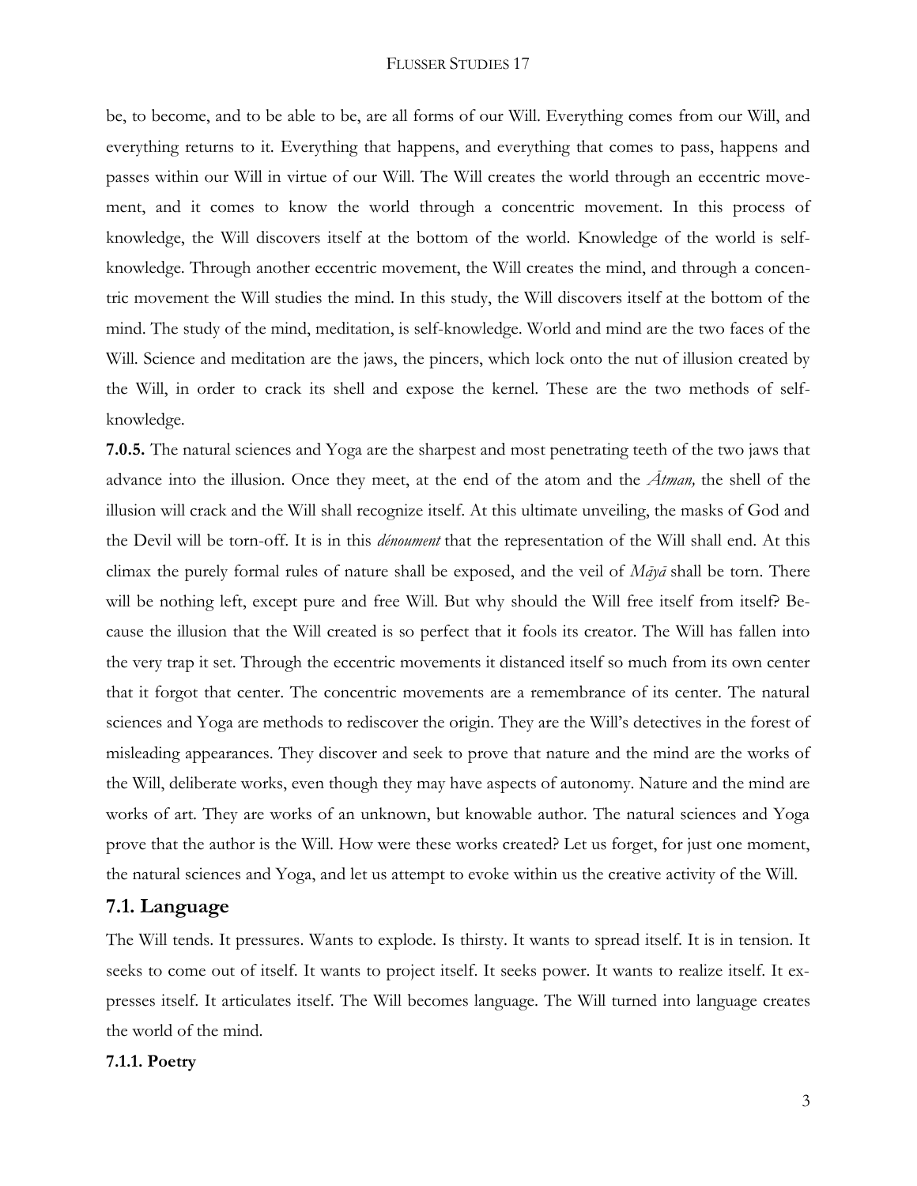be, to become, and to be able to be, are all forms of our Will. Everything comes from our Will, and everything returns to it. Everything that happens, and everything that comes to pass, happens and passes within our Will in virtue of our Will. The Will creates the world through an eccentric movement, and it comes to know the world through a concentric movement. In this process of knowledge, the Will discovers itself at the bottom of the world. Knowledge of the world is self-knowledge. Through another eccentric movement, the Will creates the mind, and through a concentric movement the Will studies the mind. In this study, the Will discovers itself at the bottom of the mind. The study of the mind, meditation, is self-knowledge. World and mind are the two faces of the Will. Science and meditation are the jaws, the pincers, which lock onto the nut of illusion created by the Will, in order to crack its shell and expose the kernel. These are the two methods of self-knowledge.

**7.0.5.** The natural sciences and Yoga are the sharpest and most penetrating teeth of the two jaws that advance into the illusion. Once they meet, at the end of the atom and the *Ātman,* the shell of the illusion will crack and the Will shall recognize itself. At this ultimate unveiling, the masks of God and the Devil will be torn-off. It is in this *dénoument* that the representation of the Will shall end. At this climax the purely formal rules of nature shall be exposed, and the veil of *Māyā* shall be torn. There will be nothing left, except pure and free Will. But why should the Will free itself from itself? Because the illusion that the Will created is so perfect that it fools its creator. The Will has fallen into the very trap it set. Through the eccentric movements it distanced itself so much from its own center that it forgot that center. The concentric movements are a remembrance of its center. The natural sciences and Yoga are methods to rediscover the origin. They are the Will's detectives in the forest of misleading appearances. They discover and seek to prove that nature and the mind are the works of the Will, deliberate works, even though they may have aspects of autonomy. Nature and the mind are works of art. They are works of an unknown, but knowable author. The natural sciences and Yoga prove that the author is the Will. How were these works created? Let us forget, for just one moment, the natural sciences and Yoga, and let us attempt to evoke within us the creative activity of the Will.

## 7.1. Language

The Will tends. It pressures. Wants to explode. Is thirsty. It wants to spread itself. It is in tension. It seeks to come out of itself. It wants to project itself. It seeks power. It wants to realize itself. It expresses itself. It articulates itself. The Will becomes language. The Will turned into language creates the world of the mind.

### 7.1.1. Poetry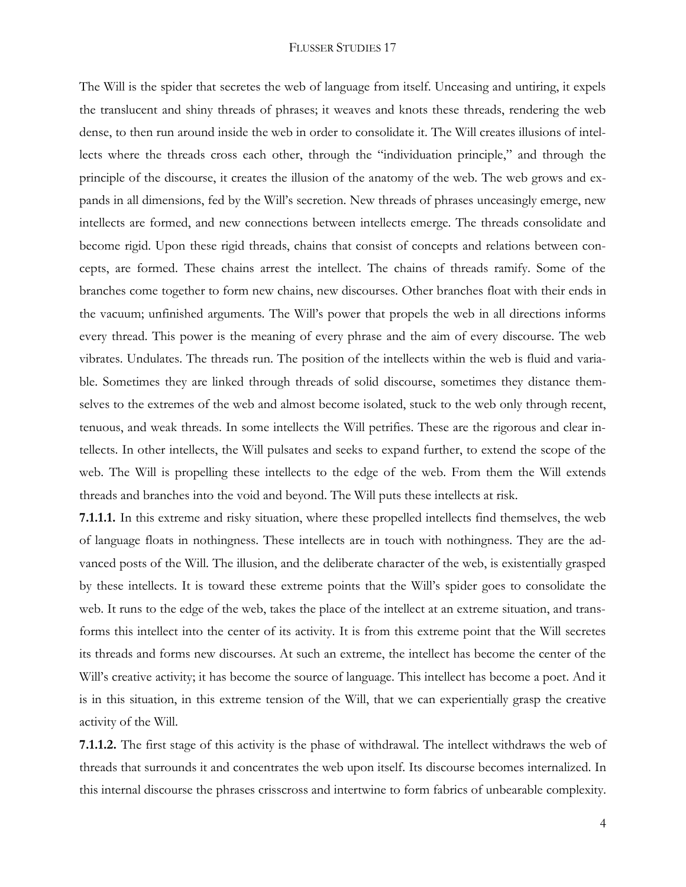The Will is the spider that secretes the web of language from itself. Unceasing and untiring, it expels the translucent and shiny threads of phrases; it weaves and knots these threads, rendering the web dense, to then run around inside the web in order to consolidate it. The Will creates illusions of intellects where the threads cross each other, through the "individuation principle," and through the principle of the discourse, it creates the illusion of the anatomy of the web. The web grows and expands in all dimensions, fed by the Will's secretion. New threads of phrases unceasingly emerge, new intellects are formed, and new connections between intellects emerge. The threads consolidate and become rigid. Upon these rigid threads, chains that consist of concepts and relations between concepts, are formed. These chains arrest the intellect. The chains of threads ramify. Some of the branches come together to form new chains, new discourses. Other branches float with their ends in the vacuum; unfinished arguments. The Will's power that propels the web in all directions informs every thread. This power is the meaning of every phrase and the aim of every discourse. The web vibrates. Undulates. The threads run. The position of the intellects within the web is fluid and variable. Sometimes they are linked through threads of solid discourse, sometimes they distance themselves to the extremes of the web and almost become isolated, stuck to the web only through recent, tenuous, and weak threads. In some intellects the Will petrifies. These are the rigorous and clear intellects. In other intellects, the Will pulsates and seeks to expand further, to extend the scope of the web. The Will is propelling these intellects to the edge of the web. From them the Will extends threads and branches into the void and beyond. The Will puts these intellects at risk.

**7.1.1.1.** In this extreme and risky situation, where these propelled intellects find themselves, the web of language floats in nothingness. These intellects are in touch with nothingness. They are the advanced posts of the Will. The illusion, and the deliberate character of the web, is existentially grasped by these intellects. It is toward these extreme points that the Will's spider goes to consolidate the web. It runs to the edge of the web, takes the place of the intellect at an extreme situation, and transforms this intellect into the center of its activity. It is from this extreme point that the Will secretes its threads and forms new discourses. At such an extreme, the intellect has become the center of the Will's creative activity; it has become the source of language. This intellect has become a poet. And it is in this situation, in this extreme tension of the Will, that we can experientially grasp the creative activity of the Will.

**7.1.1.2.** The first stage of this activity is the phase of withdrawal. The intellect withdraws the web of threads that surrounds it and concentrates the web upon itself. Its discourse becomes internalized. In this internal discourse the phrases crisscross and intertwine to form fabrics of unbearable complexity.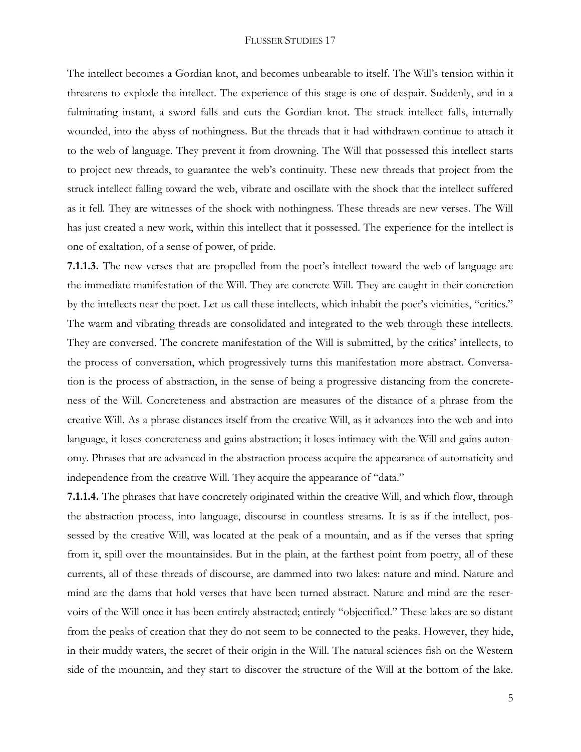The intellect becomes a Gordian knot, and becomes unbearable to itself. The Will's tension within it threatens to explode the intellect. The experience of this stage is one of despair. Suddenly, and in a fulminating instant, a sword falls and cuts the Gordian knot. The struck intellect falls, internally wounded, into the abyss of nothingness. But the threads that it had withdrawn continue to attach it to the web of language. They prevent it from drowning. The Will that possessed this intellect starts to project new threads, to guarantee the web's continuity. These new threads that project from the struck intellect falling toward the web, vibrate and oscillate with the shock that the intellect suffered as it fell. They are witnesses of the shock with nothingness. These threads are new verses. The Will has just created a new work, within this intellect that it possessed. The experience for the intellect is one of exaltation, of a sense of power, of pride.

**7.1.1.3.** The new verses that are propelled from the poet's intellect toward the web of language are the immediate manifestation of the Will. They are concrete Will. They are caught in their concretion by the intellects near the poet. Let us call these intellects, which inhabit the poet's vicinities, "critics." The warm and vibrating threads are consolidated and integrated to the web through these intellects. They are conversed. The concrete manifestation of the Will is submitted, by the critics' intellects, to the process of conversation, which progressively turns this manifestation more abstract. Conversation is the process of abstraction, in the sense of being a progressive distancing from the concreteness of the Will. Concreteness and abstraction are measures of the distance of a phrase from the creative Will. As a phrase distances itself from the creative Will, as it advances into the web and into language, it loses concreteness and gains abstraction; it loses intimacy with the Will and gains autonomy. Phrases that are advanced in the abstraction process acquire the appearance of automaticity and independence from the creative Will. They acquire the appearance of "data."

**7.1.1.4.** The phrases that have concretely originated within the creative Will, and which flow, through the abstraction process, into language, discourse in countless streams. It is as if the intellect, possessed by the creative Will, was located at the peak of a mountain, and as if the verses that spring from it, spill over the mountainsides. But in the plain, at the farthest point from poetry, all of these currents, all of these threads of discourse, are dammed into two lakes: nature and mind. Nature and mind are the dams that hold verses that have been turned abstract. Nature and mind are the reservoirs of the Will once it has been entirely abstracted; entirely "objectified." These lakes are so distant from the peaks of creation that they do not seem to be connected to the peaks. However, they hide, in their muddy waters, the secret of their origin in the Will. The natural sciences fish on the Western side of the mountain, and they start to discover the structure of the Will at the bottom of the lake.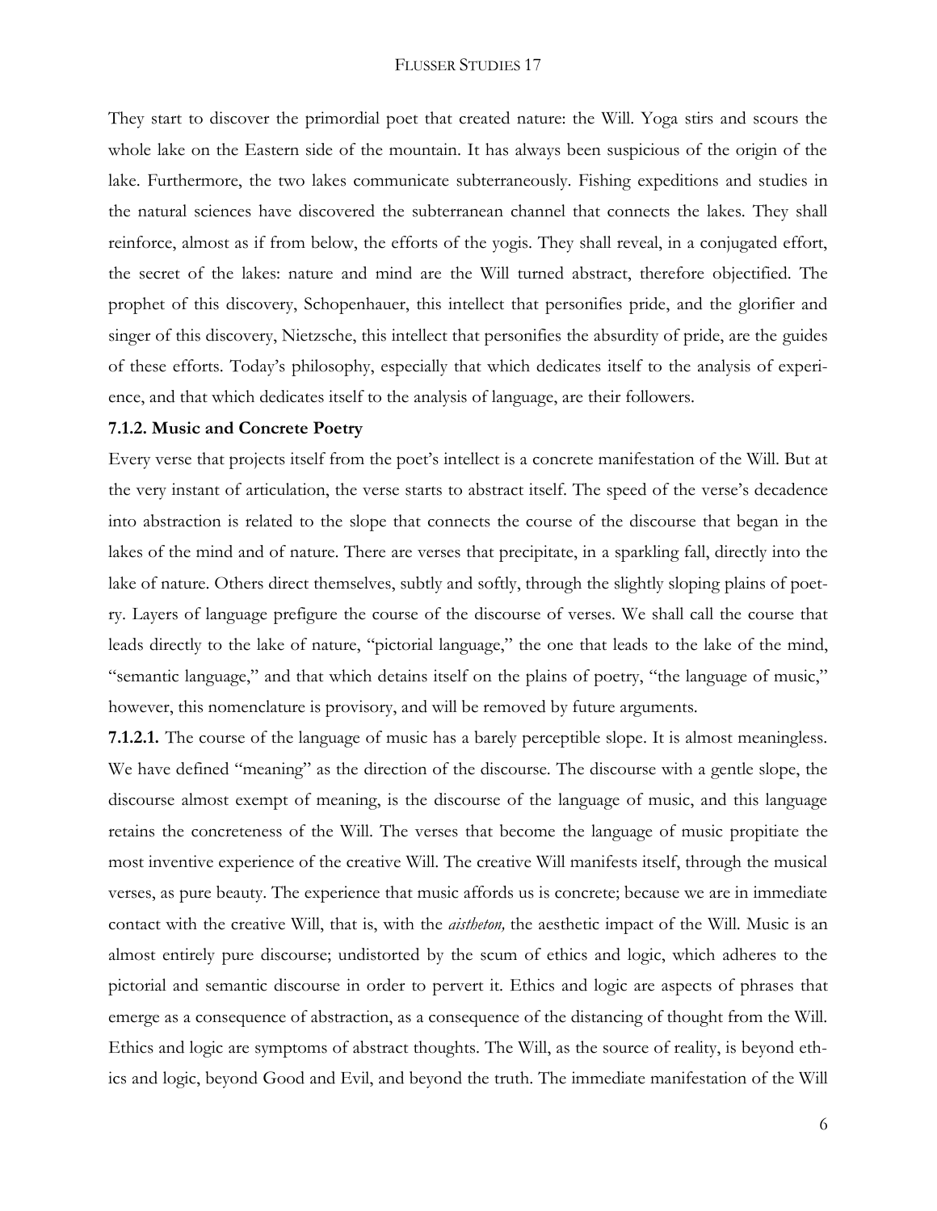They start to discover the primordial poet that created nature: the Will. Yoga stirs and scours the whole lake on the Eastern side of the mountain. It has always been suspicious of the origin of the lake. Furthermore, the two lakes communicate subterraneously. Fishing expeditions and studies in the natural sciences have discovered the subterranean channel that connects the lakes. They shall reinforce, almost as if from below, the efforts of the yogis. They shall reveal, in a conjugated effort, the secret of the lakes: nature and mind are the Will turned abstract, therefore objectified. The prophet of this discovery, Schopenhauer, this intellect that personifies pride, and the glorifier and singer of this discovery, Nietzsche, this intellect that personifies the absurdity of pride, are the guides of these efforts. Today's philosophy, especially that which dedicates itself to the analysis of experience, and that which dedicates itself to the analysis of language, are their followers.

**7.1.2. Music and Concrete Poetry**

Every verse that projects itself from the poet's intellect is a concrete manifestation of the Will. But at the very instant of articulation, the verse starts to abstract itself. The speed of the verse's decadence into abstraction is related to the slope that connects the course of the discourse that began in the lakes of the mind and of nature. There are verses that precipitate, in a sparkling fall, directly into the lake of nature. Others direct themselves, subtly and softly, through the slightly sloping plains of poetry. Layers of language prefigure the course of the discourse of verses. We shall call the course that leads directly to the lake of nature, "pictorial language," the one that leads to the lake of the mind, "semantic language," and that which detains itself on the plains of poetry, "the language of music," however, this nomenclature is provisory, and will be removed by future arguments.

**7.1.2.1.** The course of the language of music has a barely perceptible slope. It is almost meaningless. We have defined "meaning" as the direction of the discourse. The discourse with a gentle slope, the discourse almost exempt of meaning, is the discourse of the language of music, and this language retains the concreteness of the Will. The verses that become the language of music propitiate the most inventive experience of the creative Will. The creative Will manifests itself, through the musical verses, as pure beauty. The experience that music affords us is concrete; because we are in immediate contact with the creative Will, that is, with the *aistheton,* the aesthetic impact of the Will. Music is an almost entirely pure discourse; undistorted by the scum of ethics and logic, which adheres to the pictorial and semantic discourse in order to pervert it. Ethics and logic are aspects of phrases that emerge as a consequence of abstraction, as a consequence of the distancing of thought from the Will. Ethics and logic are symptoms of abstract thoughts. The Will, as the source of reality, is beyond ethics and logic, beyond Good and Evil, and beyond the truth. The immediate manifestation of the Will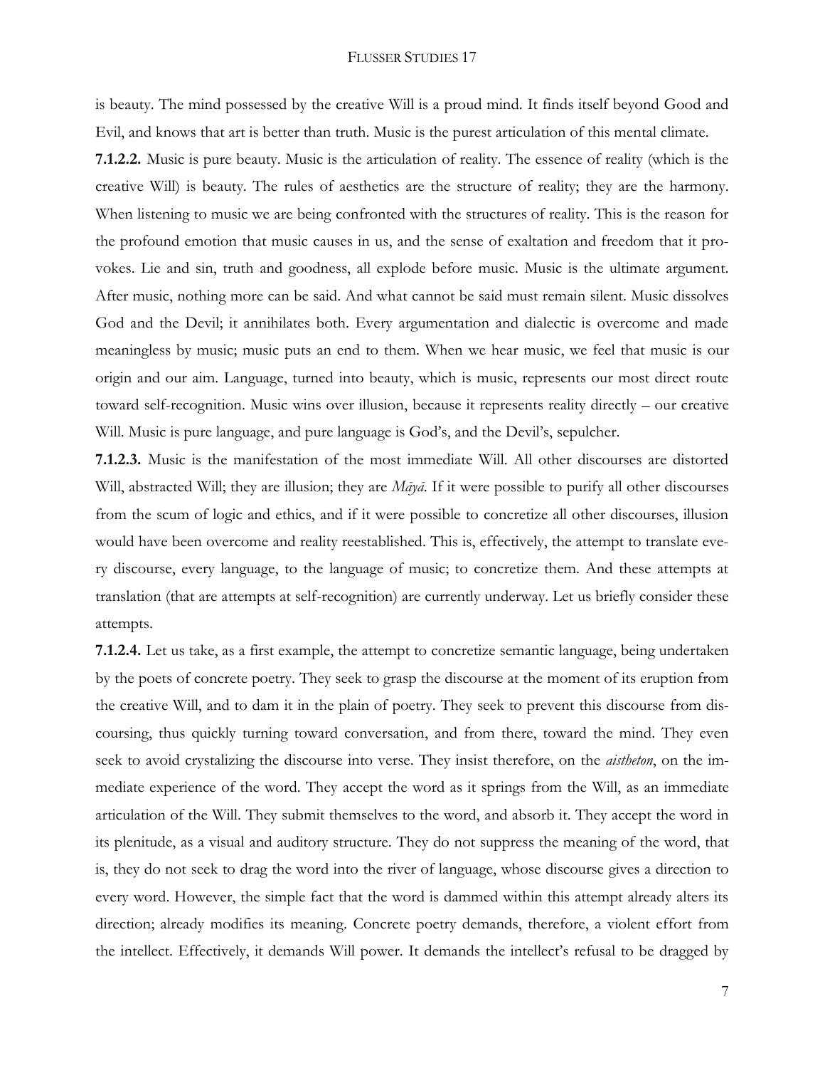is beauty. The mind possessed by the creative Will is a proud mind. It finds itself beyond Good and Evil, and knows that art is better than truth. Music is the purest articulation of this mental climate.

**7.1.2.2.** Music is pure beauty. Music is the articulation of reality. The essence of reality (which is the creative Will) is beauty. The rules of aesthetics are the structure of reality; they are the harmony. When listening to music we are being confronted with the structures of reality. This is the reason for the profound emotion that music causes in us, and the sense of exaltation and freedom that it provokes. Lie and sin, truth and goodness, all explode before music. Music is the ultimate argument. After music, nothing more can be said. And what cannot be said must remain silent. Music dissolves God and the Devil; it annihilates both. Every argumentation and dialectic is overcome and made meaningless by music; music puts an end to them. When we hear music, we feel that music is our origin and our aim. Language, turned into beauty, which is music, represents our most direct route toward self-recognition. Music wins over illusion, because it represents reality directly – our creative Will. Music is pure language, and pure language is God's, and the Devil's, sepulcher.

**7.1.2.3.** Music is the manifestation of the most immediate Will. All other discourses are distorted Will, abstracted Will; they are illusion; they are *Māyā*. If it were possible to purify all other discourses from the scum of logic and ethics, and if it were possible to concretize all other discourses, illusion would have been overcome and reality reestablished. This is, effectively, the attempt to translate every discourse, every language, to the language of music; to concretize them. And these attempts at translation (that are attempts at self-recognition) are currently underway. Let us briefly consider these attempts.

**7.1.2.4.** Let us take, as a first example, the attempt to concretize semantic language, being undertaken by the poets of concrete poetry. They seek to grasp the discourse at the moment of its eruption from the creative Will, and to dam it in the plain of poetry. They seek to prevent this discourse from discoursing, thus quickly turning toward conversation, and from there, toward the mind. They even seek to avoid crystalizing the discourse into verse. They insist therefore, on the *aistheton*, on the immediate experience of the word. They accept the word as it springs from the Will, as an immediate articulation of the Will. They submit themselves to the word, and absorb it. They accept the word in its plenitude, as a visual and auditory structure. They do not suppress the meaning of the word, that is, they do not seek to drag the word into the river of language, whose discourse gives a direction to every word. However, the simple fact that the word is dammed within this attempt already alters its direction; already modifies its meaning. Concrete poetry demands, therefore, a violent effort from the intellect. Effectively, it demands Will power. It demands the intellect's refusal to be dragged by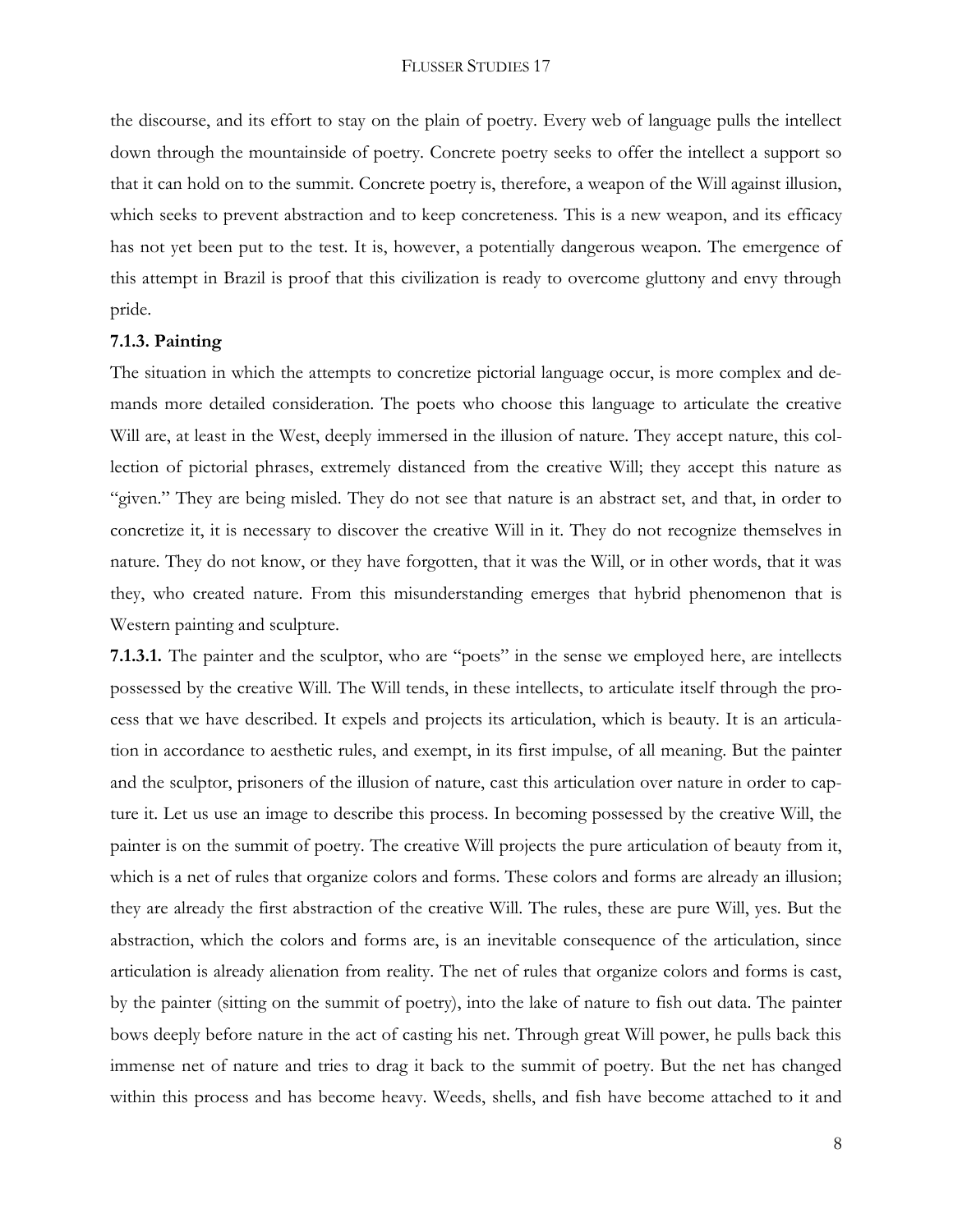the discourse, and its effort to stay on the plain of poetry. Every web of language pulls the intellect down through the mountainside of poetry. Concrete poetry seeks to offer the intellect a support so that it can hold on to the summit. Concrete poetry is, therefore, a weapon of the Will against illusion, which seeks to prevent abstraction and to keep concreteness. This is a new weapon, and its efficacy has not yet been put to the test. It is, however, a potentially dangerous weapon. The emergence of this attempt in Brazil is proof that this civilization is ready to overcome gluttony and envy through pride.

### 7.1.3. Painting

The situation in which the attempts to concretize pictorial language occur, is more complex and demands more detailed consideration. The poets who choose this language to articulate the creative Will are, at least in the West, deeply immersed in the illusion of nature. They accept nature, this collection of pictorial phrases, extremely distanced from the creative Will; they accept this nature as "given." They are being misled. They do not see that nature is an abstract set, and that, in order to concretize it, it is necessary to discover the creative Will in it. They do not recognize themselves in nature. They do not know, or they have forgotten, that it was the Will, or in other words, that it was they, who created nature. From this misunderstanding emerges that hybrid phenomenon that is Western painting and sculpture.

**7.1.3.1.** The painter and the sculptor, who are "poets" in the sense we employed here, are intellects possessed by the creative Will. The Will tends, in these intellects, to articulate itself through the process that we have described. It expels and projects its articulation, which is beauty. It is an articulation in accordance to aesthetic rules, and exempt, in its first impulse, of all meaning. But the painter and the sculptor, prisoners of the illusion of nature, cast this articulation over nature in order to capture it. Let us use an image to describe this process. In becoming possessed by the creative Will, the painter is on the summit of poetry. The creative Will projects the pure articulation of beauty from it, which is a net of rules that organize colors and forms. These colors and forms are already an illusion; they are already the first abstraction of the creative Will. The rules, these are pure Will, yes. But the abstraction, which the colors and forms are, is an inevitable consequence of the articulation, since articulation is already alienation from reality. The net of rules that organize colors and forms is cast, by the painter (sitting on the summit of poetry), into the lake of nature to fish out data. The painter bows deeply before nature in the act of casting his net. Through great Will power, he pulls back this immense net of nature and tries to drag it back to the summit of poetry. But the net has changed within this process and has become heavy. Weeds, shells, and fish have become attached to it and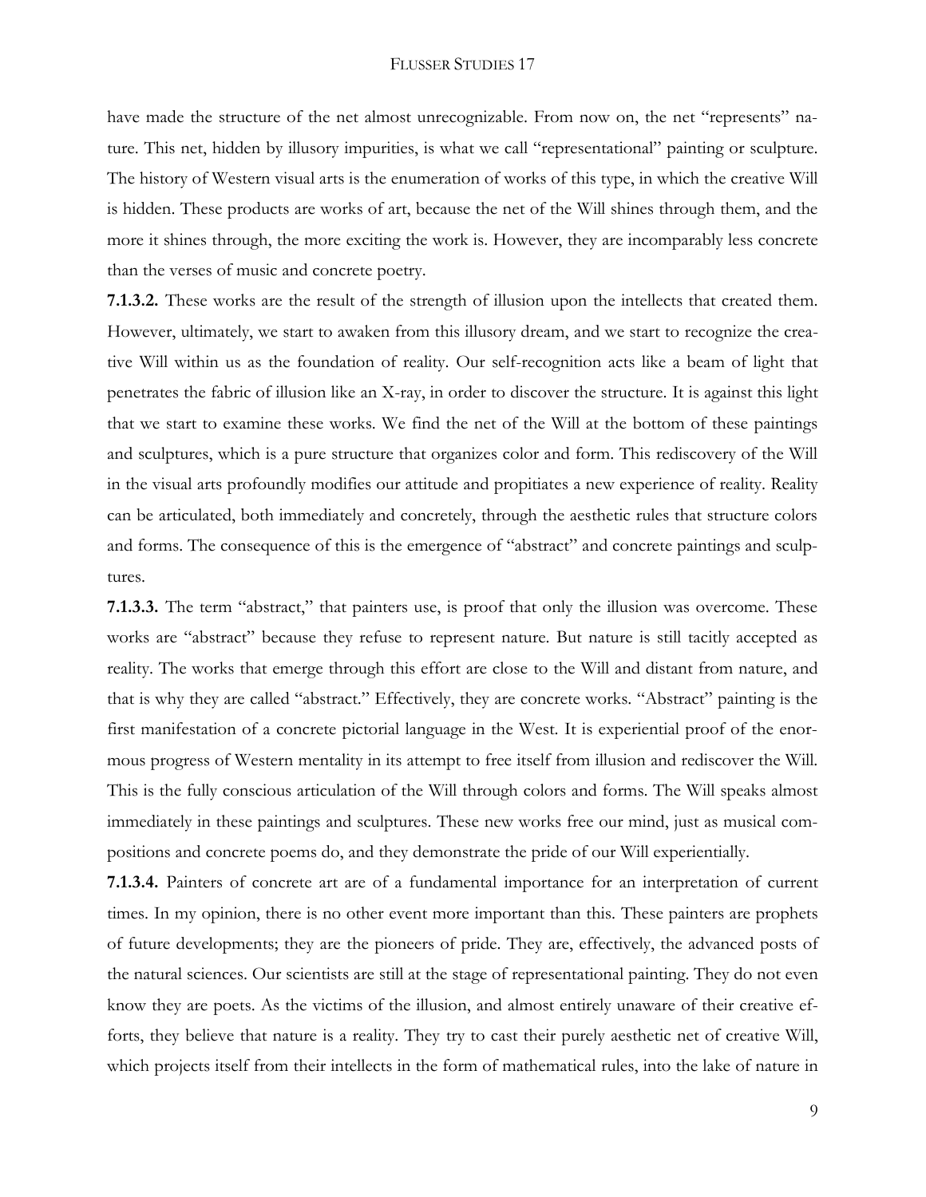have made the structure of the net almost unrecognizable. From now on, the net "represents" nature. This net, hidden by illusory impurities, is what we call "representational" painting or sculpture. The history of Western visual arts is the enumeration of works of this type, in which the creative Will is hidden. These products are works of art, because the net of the Will shines through them, and the more it shines through, the more exciting the work is. However, they are incomparably less concrete than the verses of music and concrete poetry.

**7.1.3.2.** These works are the result of the strength of illusion upon the intellects that created them. However, ultimately, we start to awaken from this illusory dream, and we start to recognize the creative Will within us as the foundation of reality. Our self-recognition acts like a beam of light that penetrates the fabric of illusion like an X-ray, in order to discover the structure. It is against this light that we start to examine these works. We find the net of the Will at the bottom of these paintings and sculptures, which is a pure structure that organizes color and form. This rediscovery of the Will in the visual arts profoundly modifies our attitude and propitiates a new experience of reality. Reality can be articulated, both immediately and concretely, through the aesthetic rules that structure colors and forms. The consequence of this is the emergence of "abstract" and concrete paintings and sculptures.

**7.1.3.3.** The term "abstract," that painters use, is proof that only the illusion was overcome. These works are "abstract" because they refuse to represent nature. But nature is still tacitly accepted as reality. The works that emerge through this effort are close to the Will and distant from nature, and that is why they are called "abstract." Effectively, they are concrete works. "Abstract" painting is the first manifestation of a concrete pictorial language in the West. It is experiential proof of the enormous progress of Western mentality in its attempt to free itself from illusion and rediscover the Will. This is the fully conscious articulation of the Will through colors and forms. The Will speaks almost immediately in these paintings and sculptures. These new works free our mind, just as musical compositions and concrete poems do, and they demonstrate the pride of our Will experientially.

**7.1.3.4.** Painters of concrete art are of a fundamental importance for an interpretation of current times. In my opinion, there is no other event more important than this. These painters are prophets of future developments; they are the pioneers of pride. They are, effectively, the advanced posts of the natural sciences. Our scientists are still at the stage of representational painting. They do not even know they are poets. As the victims of the illusion, and almost entirely unaware of their creative efforts, they believe that nature is a reality. They try to cast their purely aesthetic net of creative Will, which projects itself from their intellects in the form of mathematical rules, into the lake of nature in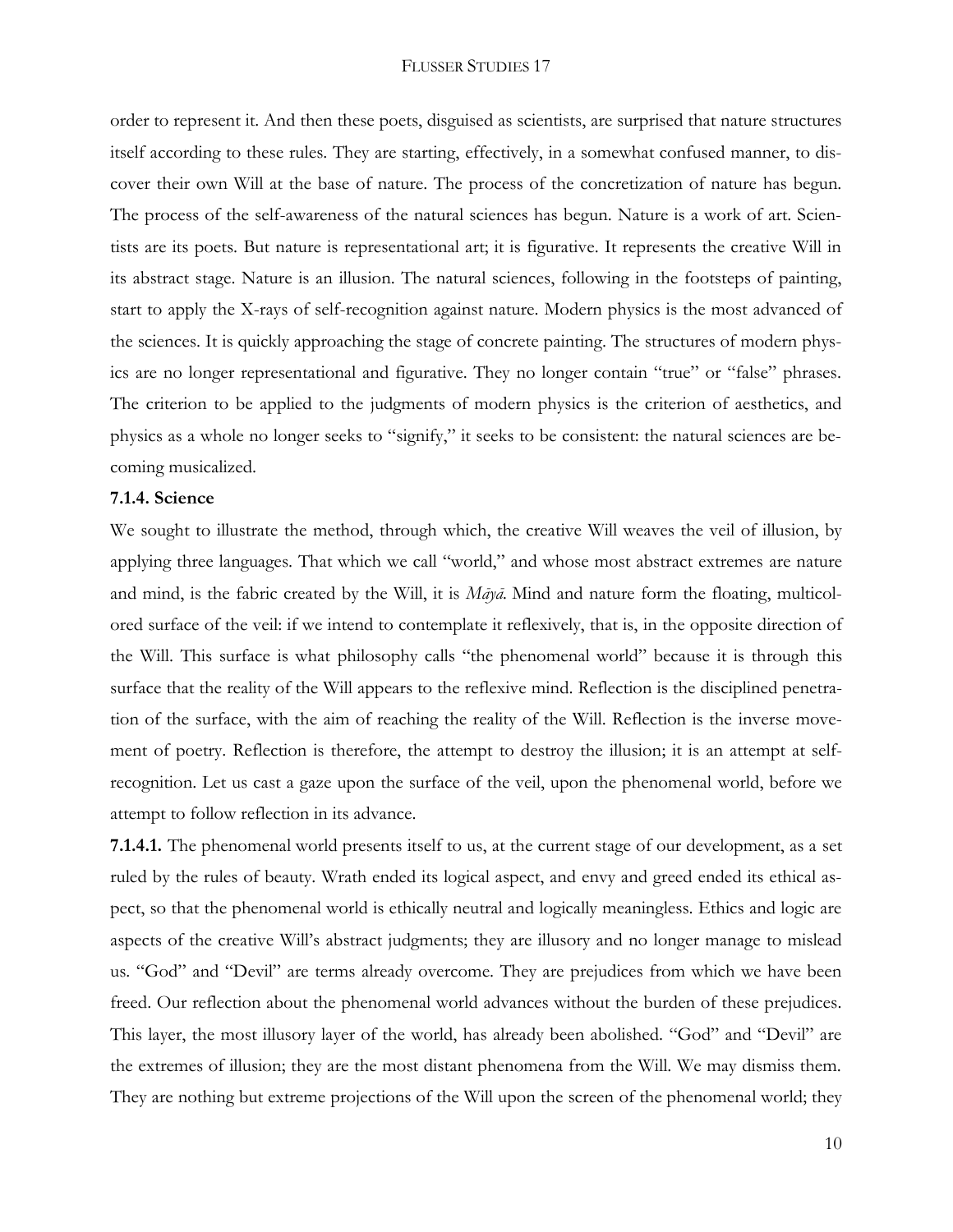order to represent it. And then these poets, disguised as scientists, are surprised that nature structures itself according to these rules. They are starting, effectively, in a somewhat confused manner, to discover their own Will at the base of nature. The process of the concretization of nature has begun. The process of the self-awareness of the natural sciences has begun. Nature is a work of art. Scientists are its poets. But nature is representational art; it is figurative. It represents the creative Will in its abstract stage. Nature is an illusion. The natural sciences, following in the footsteps of painting, start to apply the X-rays of self-recognition against nature. Modern physics is the most advanced of the sciences. It is quickly approaching the stage of concrete painting. The structures of modern physics are no longer representational and figurative. They no longer contain "true" or "false" phrases. The criterion to be applied to the judgments of modern physics is the criterion of aesthetics, and physics as a whole no longer seeks to "signify," it seeks to be consistent: the natural sciences are becoming musicalized.

**7.1.4. Science**

We sought to illustrate the method, through which, the creative Will weaves the veil of illusion, by applying three languages. That which we call "world," and whose most abstract extremes are nature and mind, is the fabric created by the Will, it is *Māyā*. Mind and nature form the floating, multicolored surface of the veil: if we intend to contemplate it reflexively, that is, in the opposite direction of the Will. This surface is what philosophy calls "the phenomenal world" because it is through this surface that the reality of the Will appears to the reflexive mind. Reflection is the disciplined penetration of the surface, with the aim of reaching the reality of the Will. Reflection is the inverse movement of poetry. Reflection is therefore, the attempt to destroy the illusion; it is an attempt at self-recognition. Let us cast a gaze upon the surface of the veil, upon the phenomenal world, before we attempt to follow reflection in its advance.

**7.1.4.1.** The phenomenal world presents itself to us, at the current stage of our development, as a set ruled by the rules of beauty. Wrath ended its logical aspect, and envy and greed ended its ethical aspect, so that the phenomenal world is ethically neutral and logically meaningless. Ethics and logic are aspects of the creative Will's abstract judgments; they are illusory and no longer manage to mislead us. "God" and "Devil" are terms already overcome. They are prejudices from which we have been freed. Our reflection about the phenomenal world advances without the burden of these prejudices. This layer, the most illusory layer of the world, has already been abolished. "God" and "Devil" are the extremes of illusion; they are the most distant phenomena from the Will. We may dismiss them. They are nothing but extreme projections of the Will upon the screen of the phenomenal world; they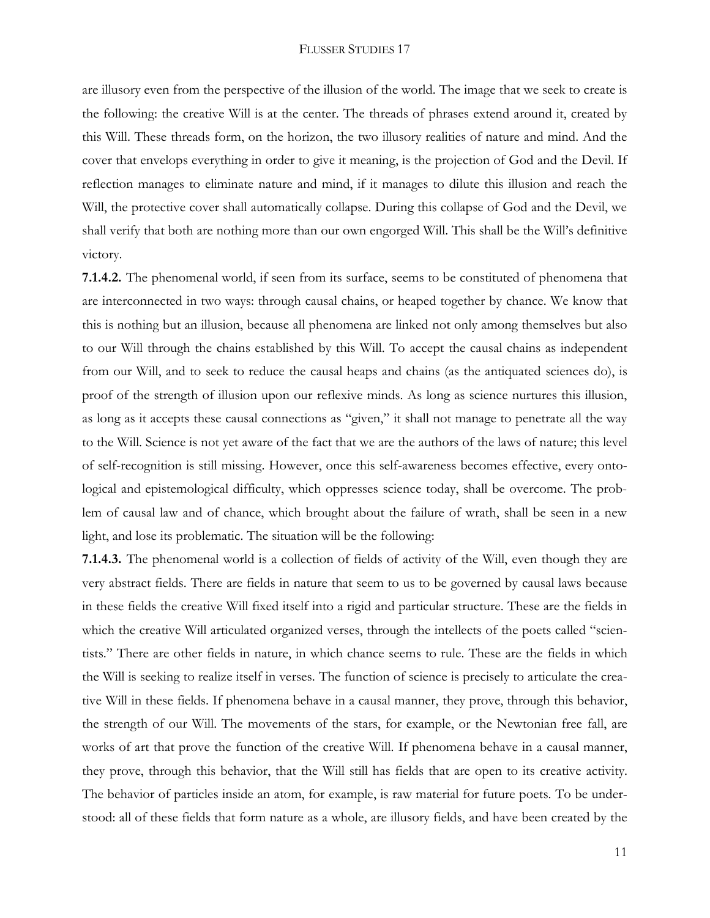are illusory even from the perspective of the illusion of the world. The image that we seek to create is the following: the creative Will is at the center. The threads of phrases extend around it, created by this Will. These threads form, on the horizon, the two illusory realities of nature and mind. And the cover that envelops everything in order to give it meaning, is the projection of God and the Devil. If reflection manages to eliminate nature and mind, if it manages to dilute this illusion and reach the Will, the protective cover shall automatically collapse. During this collapse of God and the Devil, we shall verify that both are nothing more than our own engorged Will. This shall be the Will's definitive victory.

**7.1.4.2.** The phenomenal world, if seen from its surface, seems to be constituted of phenomena that are interconnected in two ways: through causal chains, or heaped together by chance. We know that this is nothing but an illusion, because all phenomena are linked not only among themselves but also to our Will through the chains established by this Will. To accept the causal chains as independent from our Will, and to seek to reduce the causal heaps and chains (as the antiquated sciences do), is proof of the strength of illusion upon our reflexive minds. As long as science nurtures this illusion, as long as it accepts these causal connections as "given," it shall not manage to penetrate all the way to the Will. Science is not yet aware of the fact that we are the authors of the laws of nature; this level of self-recognition is still missing. However, once this self-awareness becomes effective, every ontological and epistemological difficulty, which oppresses science today, shall be overcome. The problem of causal law and of chance, which brought about the failure of wrath, shall be seen in a new light, and lose its problematic. The situation will be the following:

**7.1.4.3.** The phenomenal world is a collection of fields of activity of the Will, even though they are very abstract fields. There are fields in nature that seem to us to be governed by causal laws because in these fields the creative Will fixed itself into a rigid and particular structure. These are the fields in which the creative Will articulated organized verses, through the intellects of the poets called "scientists." There are other fields in nature, in which chance seems to rule. These are the fields in which the Will is seeking to realize itself in verses. The function of science is precisely to articulate the creative Will in these fields. If phenomena behave in a causal manner, they prove, through this behavior, the strength of our Will. The movements of the stars, for example, or the Newtonian free fall, are works of art that prove the function of the creative Will. If phenomena behave in a causal manner, they prove, through this behavior, that the Will still has fields that are open to its creative activity. The behavior of particles inside an atom, for example, is raw material for future poets. To be understood: all of these fields that form nature as a whole, are illusory fields, and have been created by the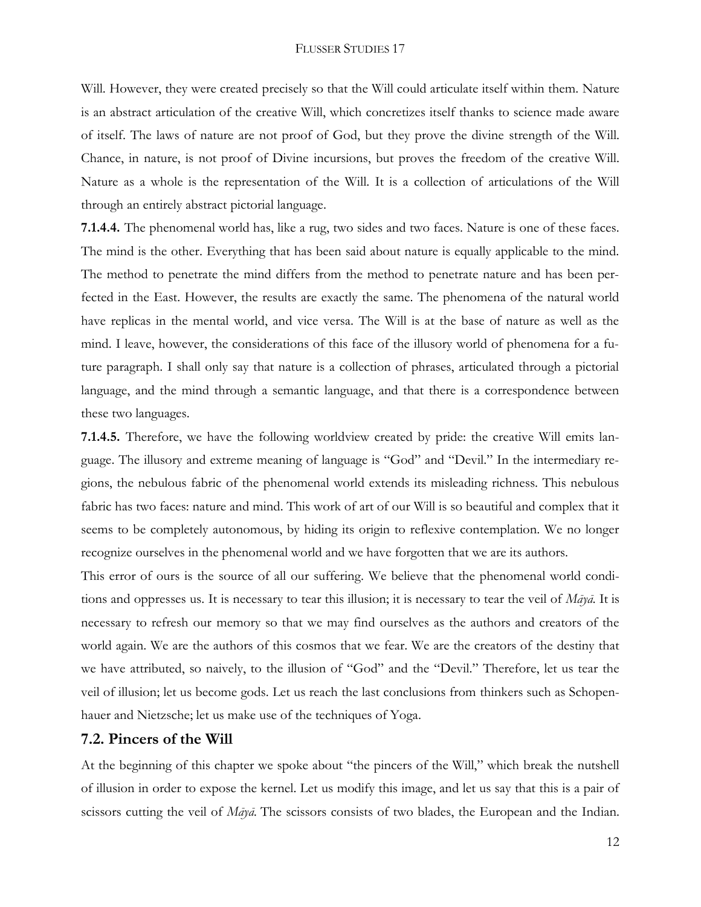Will. However, they were created precisely so that the Will could articulate itself within them. Nature is an abstract articulation of the creative Will, which concretizes itself thanks to science made aware of itself. The laws of nature are not proof of God, but they prove the divine strength of the Will. Chance, in nature, is not proof of Divine incursions, but proves the freedom of the creative Will. Nature as a whole is the representation of the Will. It is a collection of articulations of the Will through an entirely abstract pictorial language.

**7.1.4.4.** The phenomenal world has, like a rug, two sides and two faces. Nature is one of these faces. The mind is the other. Everything that has been said about nature is equally applicable to the mind. The method to penetrate the mind differs from the method to penetrate nature and has been perfected in the East. However, the results are exactly the same. The phenomena of the natural world have replicas in the mental world, and vice versa. The Will is at the base of nature as well as the mind. I leave, however, the considerations of this face of the illusory world of phenomena for a future paragraph. I shall only say that nature is a collection of phrases, articulated through a pictorial language, and the mind through a semantic language, and that there is a correspondence between these two languages.

**7.1.4.5.** Therefore, we have the following worldview created by pride: the creative Will emits language. The illusory and extreme meaning of language is "God" and "Devil." In the intermediary regions, the nebulous fabric of the phenomenal world extends its misleading richness. This nebulous fabric has two faces: nature and mind. This work of art of our Will is so beautiful and complex that it seems to be completely autonomous, by hiding its origin to reflexive contemplation. We no longer recognize ourselves in the phenomenal world and we have forgotten that we are its authors.

This error of ours is the source of all our suffering. We believe that the phenomenal world conditions and oppresses us. It is necessary to tear this illusion; it is necessary to tear the veil of *Māyā*. It is necessary to refresh our memory so that we may find ourselves as the authors and creators of the world again. We are the authors of this cosmos that we fear. We are the creators of the destiny that we have attributed, so naively, to the illusion of "God" and the "Devil." Therefore, let us tear the veil of illusion; let us become gods. Let us reach the last conclusions from thinkers such as Schopenhauer and Nietzsche; let us make use of the techniques of Yoga.

## 7.2. Pincers of the Will

At the beginning of this chapter we spoke about "the pincers of the Will," which break the nutshell of illusion in order to expose the kernel. Let us modify this image, and let us say that this is a pair of scissors cutting the veil of *Māyā*. The scissors consists of two blades, the European and the Indian.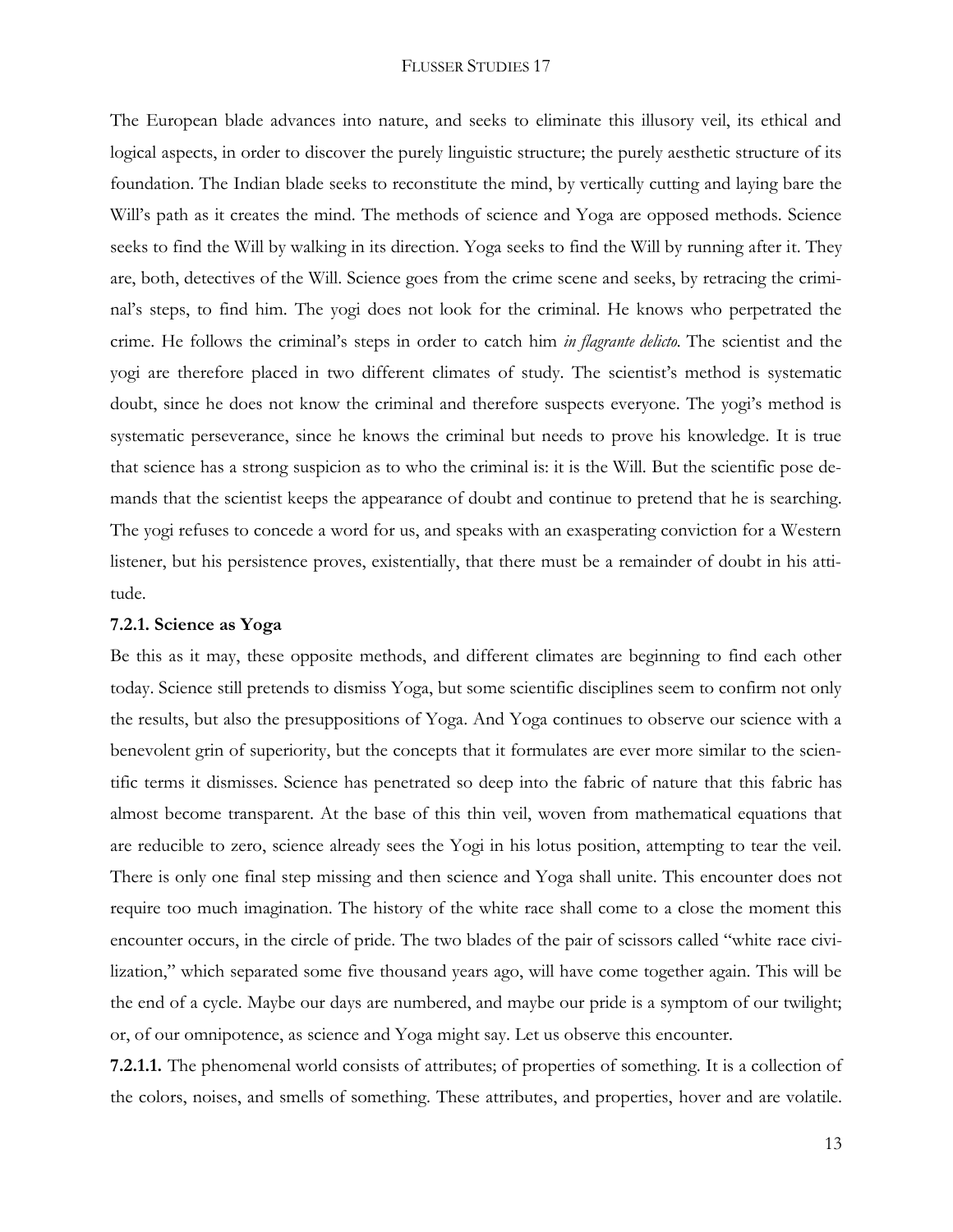The European blade advances into nature, and seeks to eliminate this illusory veil, its ethical and logical aspects, in order to discover the purely linguistic structure; the purely aesthetic structure of its foundation. The Indian blade seeks to reconstitute the mind, by vertically cutting and laying bare the Will's path as it creates the mind. The methods of science and Yoga are opposed methods. Science seeks to find the Will by walking in its direction. Yoga seeks to find the Will by running after it. They are, both, detectives of the Will. Science goes from the crime scene and seeks, by retracing the criminal's steps, to find him. The yogi does not look for the criminal. He knows who perpetrated the crime. He follows the criminal's steps in order to catch him *in flagrante delicto*. The scientist and the yogi are therefore placed in two different climates of study. The scientist's method is systematic doubt, since he does not know the criminal and therefore suspects everyone. The yogi's method is systematic perseverance, since he knows the criminal but needs to prove his knowledge. It is true that science has a strong suspicion as to who the criminal is: it is the Will. But the scientific pose demands that the scientist keeps the appearance of doubt and continue to pretend that he is searching. The yogi refuses to concede a word for us, and speaks with an exasperating conviction for a Western listener, but his persistence proves, existentially, that there must be a remainder of doubt in his attitude.

**7.2.1. Science as Yoga**

Be this as it may, these opposite methods, and different climates are beginning to find each other today. Science still pretends to dismiss Yoga, but some scientific disciplines seem to confirm not only the results, but also the presuppositions of Yoga. And Yoga continues to observe our science with a benevolent grin of superiority, but the concepts that it formulates are ever more similar to the scientific terms it dismisses. Science has penetrated so deep into the fabric of nature that this fabric has almost become transparent. At the base of this thin veil, woven from mathematical equations that are reducible to zero, science already sees the Yogi in his lotus position, attempting to tear the veil. There is only one final step missing and then science and Yoga shall unite. This encounter does not require too much imagination. The history of the white race shall come to a close the moment this encounter occurs, in the circle of pride. The two blades of the pair of scissors called "white race civilization," which separated some five thousand years ago, will have come together again. This will be the end of a cycle. Maybe our days are numbered, and maybe our pride is a symptom of our twilight; or, of our omnipotence, as science and Yoga might say. Let us observe this encounter.

**7.2.1.1.** The phenomenal world consists of attributes; of properties of something. It is a collection of the colors, noises, and smells of something. These attributes, and properties, hover and are volatile.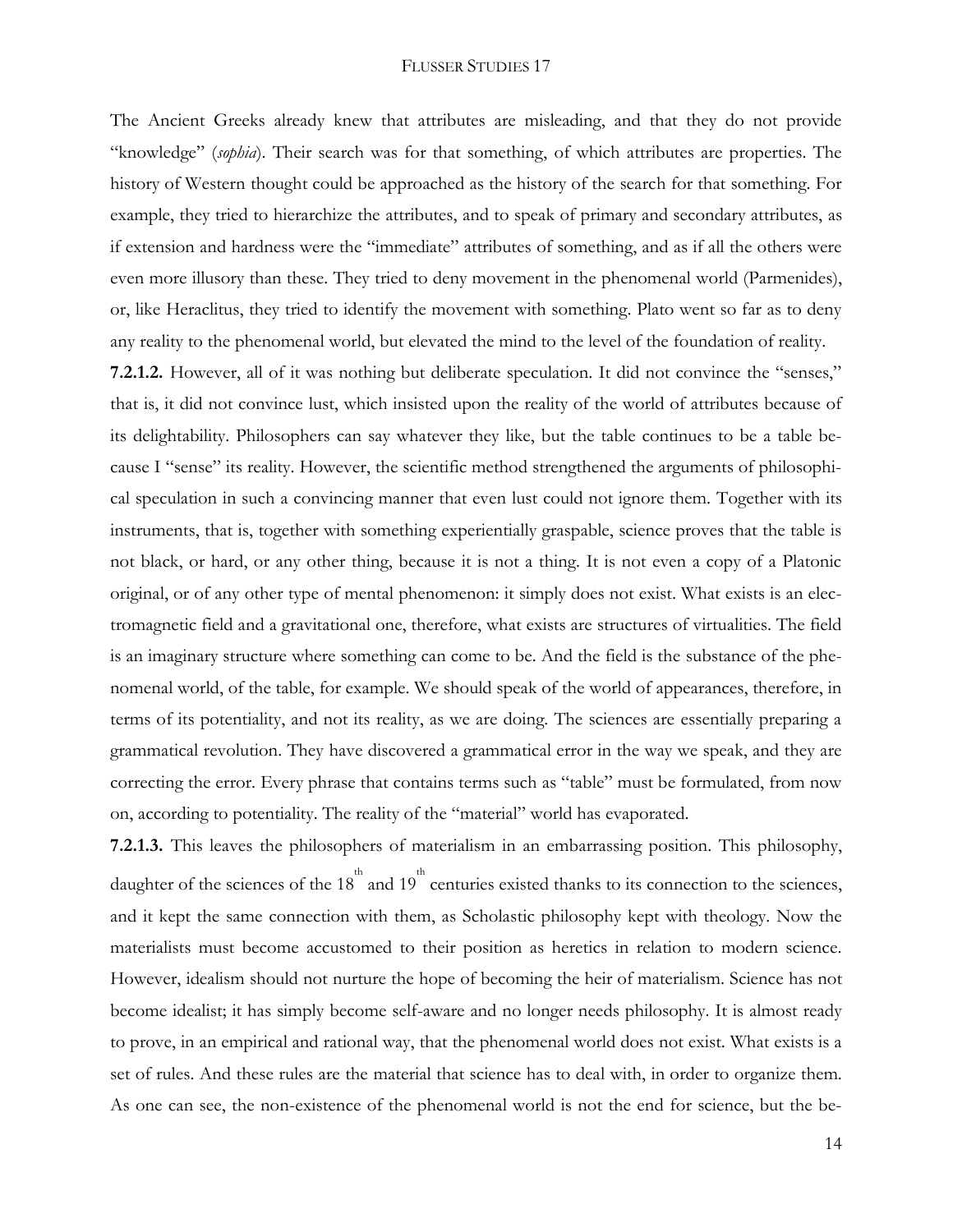The Ancient Greeks already knew that attributes are misleading, and that they do not provide "knowledge" (*sophia*). Their search was for that something, of which attributes are properties. The history of Western thought could be approached as the history of the search for that something. For example, they tried to hierarchize the attributes, and to speak of primary and secondary attributes, as if extension and hardness were the "immediate" attributes of something, and as if all the others were even more illusory than these. They tried to deny movement in the phenomenal world (Parmenides), or, like Heraclitus, they tried to identify the movement with something. Plato went so far as to deny any reality to the phenomenal world, but elevated the mind to the level of the foundation of reality.

**7.2.1.2.** However, all of it was nothing but deliberate speculation. It did not convince the "senses," that is, it did not convince lust, which insisted upon the reality of the world of attributes because of its delightability. Philosophers can say whatever they like, but the table continues to be a table because I "sense" its reality. However, the scientific method strengthened the arguments of philosophical speculation in such a convincing manner that even lust could not ignore them. Together with its instruments, that is, together with something experientially graspable, science proves that the table is not black, or hard, or any other thing, because it is not a thing. It is not even a copy of a Platonic original, or of any other type of mental phenomenon: it simply does not exist. What exists is an electromagnetic field and a gravitational one, therefore, what exists are structures of virtualities. The field is an imaginary structure where something can come to be. And the field is the substance of the phenomenal world, of the table, for example. We should speak of the world of appearances, therefore, in terms of its potentiality, and not its reality, as we are doing. The sciences are essentially preparing a grammatical revolution. They have discovered a grammatical error in the way we speak, and they are correcting the error. Every phrase that contains terms such as "table" must be formulated, from now on, according to potentiality. The reality of the "material" world has evaporated.

**7.2.1.3.** This leaves the philosophers of materialism in an embarrassing position. This philosophy, daughter of the sciences of the 18th and 19th centuries existed thanks to its connection to the sciences, and it kept the same connection with them, as Scholastic philosophy kept with theology. Now the materialists must become accustomed to their position as heretics in relation to modern science. However, idealism should not nurture the hope of becoming the heir of materialism. Science has not become idealist; it has simply become self-aware and no longer needs philosophy. It is almost ready to prove, in an empirical and rational way, that the phenomenal world does not exist. What exists is a set of rules. And these rules are the material that science has to deal with, in order to organize them. As one can see, the non-existence of the phenomenal world is not the end for science, but the be-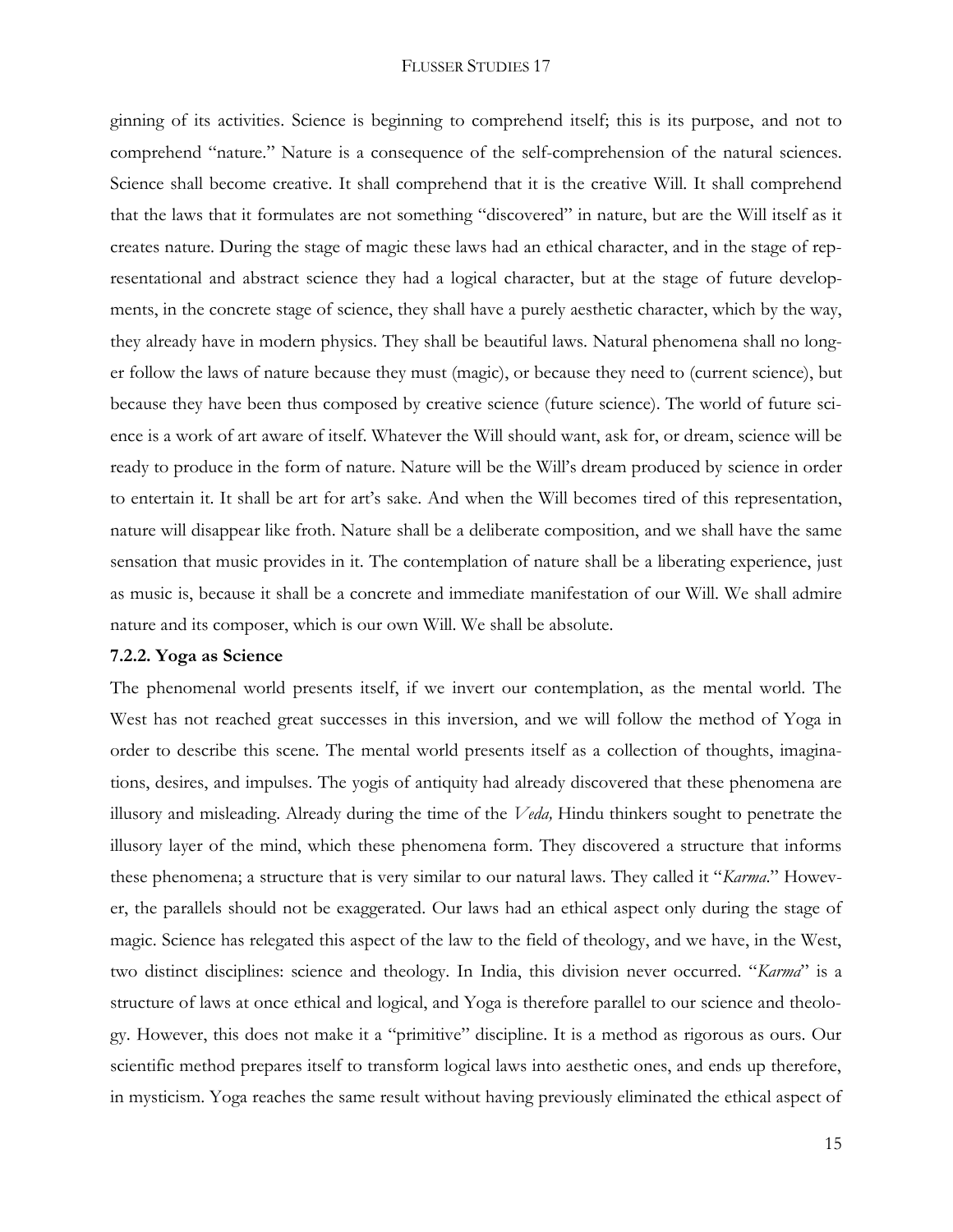ginning of its activities. Science is beginning to comprehend itself; this is its purpose, and not to comprehend "nature." Nature is a consequence of the self-comprehension of the natural sciences. Science shall become creative. It shall comprehend that it is the creative Will. It shall comprehend that the laws that it formulates are not something "discovered" in nature, but are the Will itself as it creates nature. During the stage of magic these laws had an ethical character, and in the stage of representational and abstract science they had a logical character, but at the stage of future developments, in the concrete stage of science, they shall have a purely aesthetic character, which by the way, they already have in modern physics. They shall be beautiful laws. Natural phenomena shall no longer follow the laws of nature because they must (magic), or because they need to (current science), but because they have been thus composed by creative science (future science). The world of future science is a work of art aware of itself. Whatever the Will should want, ask for, or dream, science will be ready to produce in the form of nature. Nature will be the Will's dream produced by science in order to entertain it. It shall be art for art's sake. And when the Will becomes tired of this representation, nature will disappear like froth. Nature shall be a deliberate composition, and we shall have the same sensation that music provides in it. The contemplation of nature shall be a liberating experience, just as music is, because it shall be a concrete and immediate manifestation of our Will. We shall admire nature and its composer, which is our own Will. We shall be absolute.

#### 7.2.2. Yoga as Science

The phenomenal world presents itself, if we invert our contemplation, as the mental world. The West has not reached great successes in this inversion, and we will follow the method of Yoga in order to describe this scene. The mental world presents itself as a collection of thoughts, imaginations, desires, and impulses. The yogis of antiquity had already discovered that these phenomena are illusory and misleading. Already during the time of the *Veda,* Hindu thinkers sought to penetrate the illusory layer of the mind, which these phenomena form. They discovered a structure that informs these phenomena; a structure that is very similar to our natural laws. They called it "*Karma*." However, the parallels should not be exaggerated. Our laws had an ethical aspect only during the stage of magic. Science has relegated this aspect of the law to the field of theology, and we have, in the West, two distinct disciplines: science and theology. In India, this division never occurred. "*Karma*" is a structure of laws at once ethical and logical, and Yoga is therefore parallel to our science and theology. However, this does not make it a "primitive" discipline. It is a method as rigorous as ours. Our scientific method prepares itself to transform logical laws into aesthetic ones, and ends up therefore, in mysticism. Yoga reaches the same result without having previously eliminated the ethical aspect of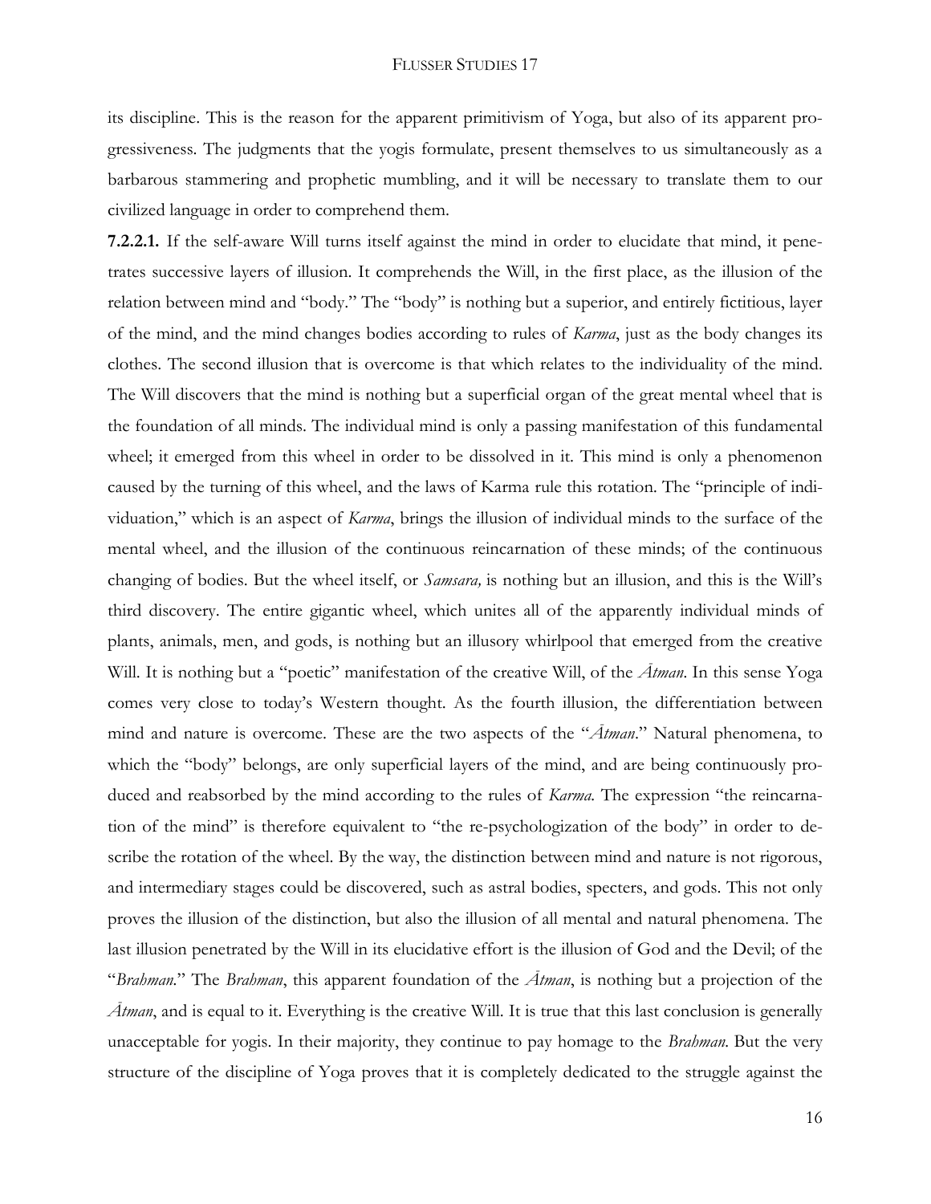its discipline. This is the reason for the apparent primitivism of Yoga, but also of its apparent progressiveness. The judgments that the yogis formulate, present themselves to us simultaneously as a barbarous stammering and prophetic mumbling, and it will be necessary to translate them to our civilized language in order to comprehend them.

**7.2.2.1.** If the self-aware Will turns itself against the mind in order to elucidate that mind, it penetrates successive layers of illusion. It comprehends the Will, in the first place, as the illusion of the relation between mind and "body." The "body" is nothing but a superior, and entirely fictitious, layer of the mind, and the mind changes bodies according to rules of *Karma*, just as the body changes its clothes. The second illusion that is overcome is that which relates to the individuality of the mind. The Will discovers that the mind is nothing but a superficial organ of the great mental wheel that is the foundation of all minds. The individual mind is only a passing manifestation of this fundamental wheel; it emerged from this wheel in order to be dissolved in it. This mind is only a phenomenon caused by the turning of this wheel, and the laws of Karma rule this rotation. The "principle of individuation," which is an aspect of *Karma*, brings the illusion of individual minds to the surface of the mental wheel, and the illusion of the continuous reincarnation of these minds; of the continuous changing of bodies. But the wheel itself, or *Samsara,* is nothing but an illusion, and this is the Will's third discovery. The entire gigantic wheel, which unites all of the apparently individual minds of plants, animals, men, and gods, is nothing but an illusory whirlpool that emerged from the creative Will. It is nothing but a "poetic" manifestation of the creative Will, of the *Ātman*. In this sense Yoga comes very close to today's Western thought. As the fourth illusion, the differentiation between mind and nature is overcome. These are the two aspects of the "*Ātman*." Natural phenomena, to which the "body" belongs, are only superficial layers of the mind, and are being continuously produced and reabsorbed by the mind according to the rules of *Karma.* The expression "the reincarnation of the mind" is therefore equivalent to "the re-psychologization of the body" in order to describe the rotation of the wheel. By the way, the distinction between mind and nature is not rigorous, and intermediary stages could be discovered, such as astral bodies, specters, and gods. This not only proves the illusion of the distinction, but also the illusion of all mental and natural phenomena. The last illusion penetrated by the Will in its elucidative effort is the illusion of God and the Devil; of the "*Brahman*." The *Brahman*, this apparent foundation of the *Ātman*, is nothing but a projection of the *Ātman*, and is equal to it. Everything is the creative Will. It is true that this last conclusion is generally unacceptable for yogis. In their majority, they continue to pay homage to the *Brahman*. But the very structure of the discipline of Yoga proves that it is completely dedicated to the struggle against the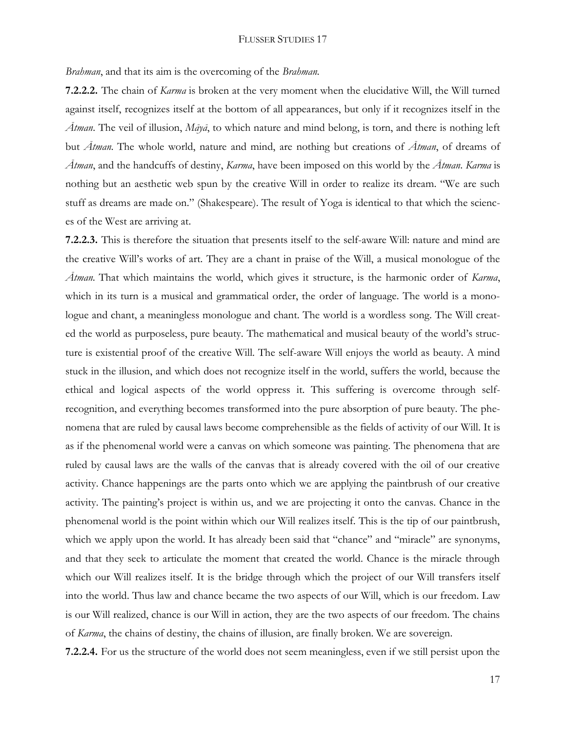*Brahman*, and that its aim is the overcoming of the *Brahman*.

**7.2.2.2.** The chain of *Karma* is broken at the very moment when the elucidative Will, the Will turned against itself, recognizes itself at the bottom of all appearances, but only if it recognizes itself in the *Ātman*. The veil of illusion, *Māyā*, to which nature and mind belong, is torn, and there is nothing left but *Ātman*. The whole world, nature and mind, are nothing but creations of *Ātman*, of dreams of *Ātman*, and the handcuffs of destiny, *Karma*, have been imposed on this world by the *Ātman*. *Karma* is nothing but an aesthetic web spun by the creative Will in order to realize its dream. "We are such stuff as dreams are made on." (Shakespeare). The result of Yoga is identical to that which the sciences of the West are arriving at.

**7.2.2.3.** This is therefore the situation that presents itself to the self-aware Will: nature and mind are the creative Will's works of art. They are a chant in praise of the Will, a musical monologue of the *Ātman*. That which maintains the world, which gives it structure, is the harmonic order of *Karma*, which in its turn is a musical and grammatical order, the order of language. The world is a monologue and chant, a meaningless monologue and chant. The world is a wordless song. The Will created the world as purposeless, pure beauty. The mathematical and musical beauty of the world's structure is existential proof of the creative Will. The self-aware Will enjoys the world as beauty. A mind stuck in the illusion, and which does not recognize itself in the world, suffers the world, because the ethical and logical aspects of the world oppress it. This suffering is overcome through self-recognition, and everything becomes transformed into the pure absorption of pure beauty. The phenomena that are ruled by causal laws become comprehensible as the fields of activity of our Will. It is as if the phenomenal world were a canvas on which someone was painting. The phenomena that are ruled by causal laws are the walls of the canvas that is already covered with the oil of our creative activity. Chance happenings are the parts onto which we are applying the paintbrush of our creative activity. The painting's project is within us, and we are projecting it onto the canvas. Chance in the phenomenal world is the point within which our Will realizes itself. This is the tip of our paintbrush, which we apply upon the world. It has already been said that "chance" and "miracle" are synonyms, and that they seek to articulate the moment that created the world. Chance is the miracle through which our Will realizes itself. It is the bridge through which the project of our Will transfers itself into the world. Thus law and chance became the two aspects of our Will, which is our freedom. Law is our Will realized, chance is our Will in action, they are the two aspects of our freedom. The chains of *Karma*, the chains of destiny, the chains of illusion, are finally broken. We are sovereign.

**7.2.2.4.** For us the structure of the world does not seem meaningless, even if we still persist upon the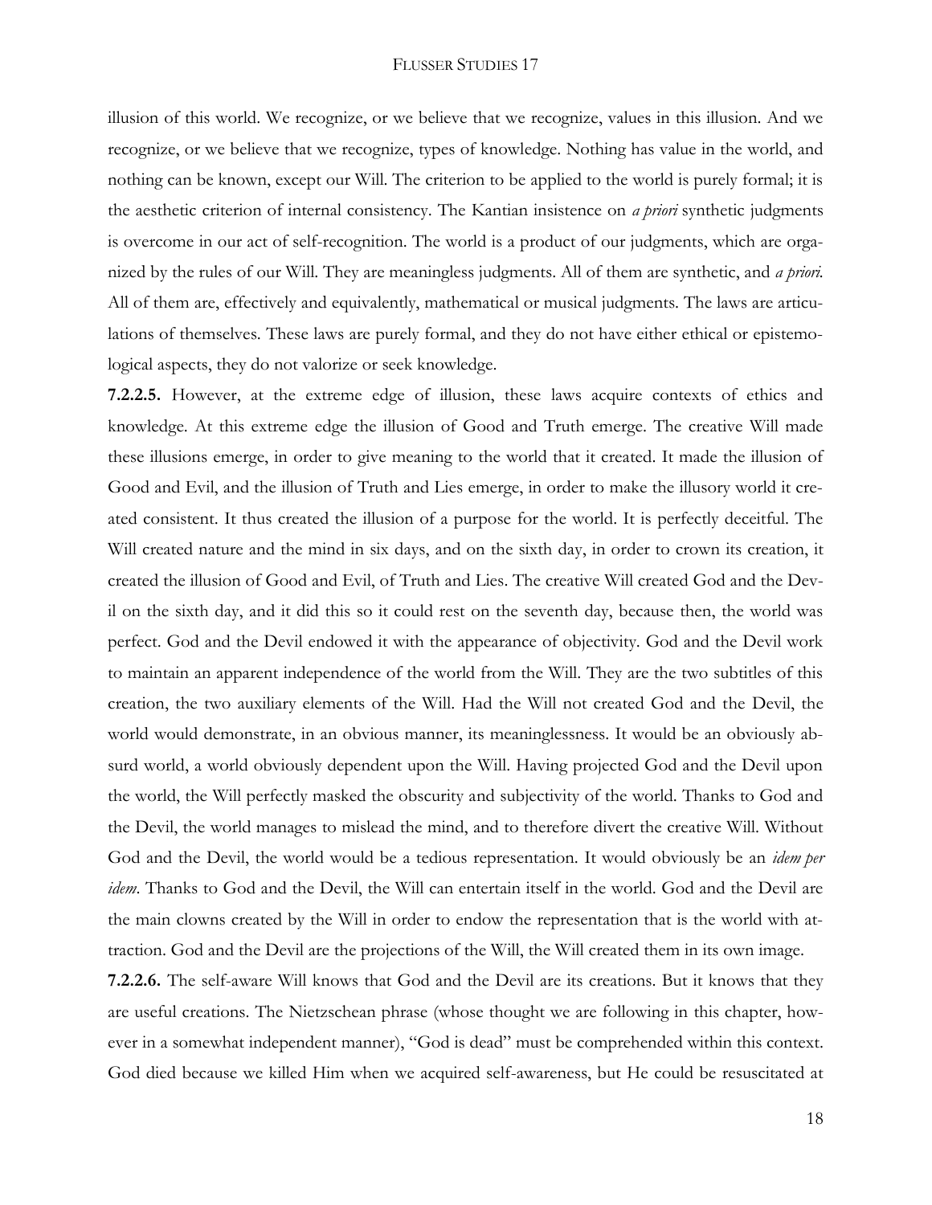illusion of this world. We recognize, or we believe that we recognize, values in this illusion. And we recognize, or we believe that we recognize, types of knowledge. Nothing has value in the world, and nothing can be known, except our Will. The criterion to be applied to the world is purely formal; it is the aesthetic criterion of internal consistency. The Kantian insistence on *a priori* synthetic judgments is overcome in our act of self-recognition. The world is a product of our judgments, which are organized by the rules of our Will. They are meaningless judgments. All of them are synthetic, and *a priori*. All of them are, effectively and equivalently, mathematical or musical judgments. The laws are articulations of themselves. These laws are purely formal, and they do not have either ethical or epistemological aspects, they do not valorize or seek knowledge.

**7.2.2.5.** However, at the extreme edge of illusion, these laws acquire contexts of ethics and knowledge. At this extreme edge the illusion of Good and Truth emerge. The creative Will made these illusions emerge, in order to give meaning to the world that it created. It made the illusion of Good and Evil, and the illusion of Truth and Lies emerge, in order to make the illusory world it created consistent. It thus created the illusion of a purpose for the world. It is perfectly deceitful. The Will created nature and the mind in six days, and on the sixth day, in order to crown its creation, it created the illusion of Good and Evil, of Truth and Lies. The creative Will created God and the Devil on the sixth day, and it did this so it could rest on the seventh day, because then, the world was perfect. God and the Devil endowed it with the appearance of objectivity. God and the Devil work to maintain an apparent independence of the world from the Will. They are the two subtitles of this creation, the two auxiliary elements of the Will. Had the Will not created God and the Devil, the world would demonstrate, in an obvious manner, its meaninglessness. It would be an obviously absurd world, a world obviously dependent upon the Will. Having projected God and the Devil upon the world, the Will perfectly masked the obscurity and subjectivity of the world. Thanks to God and the Devil, the world manages to mislead the mind, and to therefore divert the creative Will. Without God and the Devil, the world would be a tedious representation. It would obviously be an *idem per idem*. Thanks to God and the Devil, the Will can entertain itself in the world. God and the Devil are the main clowns created by the Will in order to endow the representation that is the world with attraction. God and the Devil are the projections of the Will, the Will created them in its own image.

**7.2.2.6.** The self-aware Will knows that God and the Devil are its creations. But it knows that they are useful creations. The Nietzschean phrase (whose thought we are following in this chapter, however in a somewhat independent manner), "God is dead" must be comprehended within this context. God died because we killed Him when we acquired self-awareness, but He could be resuscitated at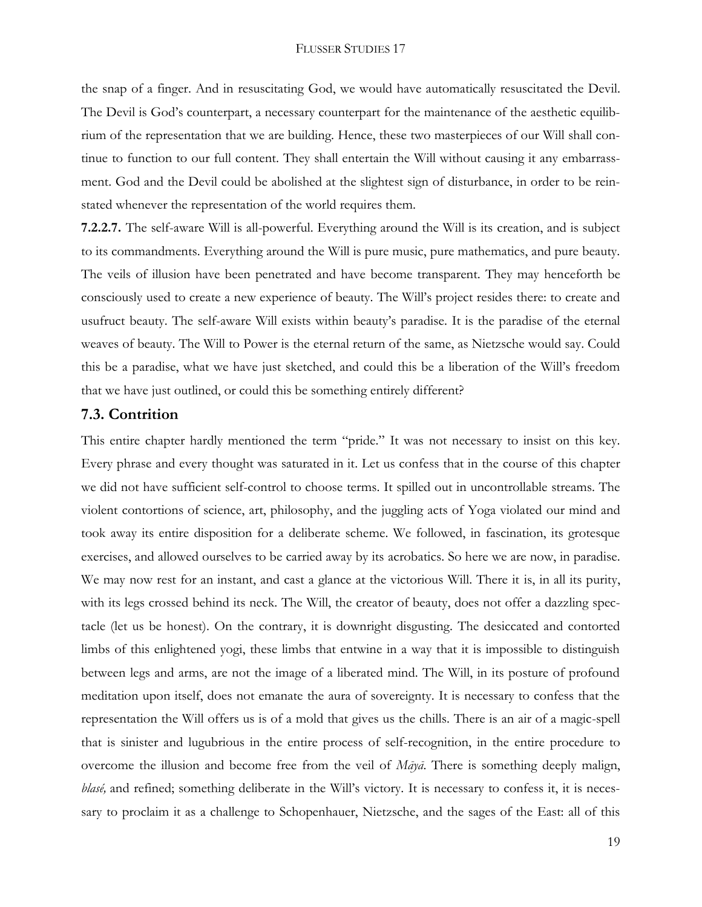the snap of a finger. And in resuscitating God, we would have automatically resuscitated the Devil. The Devil is God's counterpart, a necessary counterpart for the maintenance of the aesthetic equilibrium of the representation that we are building. Hence, these two masterpieces of our Will shall continue to function to our full content. They shall entertain the Will without causing it any embarrassment. God and the Devil could be abolished at the slightest sign of disturbance, in order to be reinstated whenever the representation of the world requires them.

**7.2.2.7.** The self-aware Will is all-powerful. Everything around the Will is its creation, and is subject to its commandments. Everything around the Will is pure music, pure mathematics, and pure beauty. The veils of illusion have been penetrated and have become transparent. They may henceforth be consciously used to create a new experience of beauty. The Will's project resides there: to create and usufruct beauty. The self-aware Will exists within beauty's paradise. It is the paradise of the eternal weaves of beauty. The Will to Power is the eternal return of the same, as Nietzsche would say. Could this be a paradise, what we have just sketched, and could this be a liberation of the Will's freedom that we have just outlined, or could this be something entirely different?

## 7.3. Contrition

This entire chapter hardly mentioned the term "pride." It was not necessary to insist on this key. Every phrase and every thought was saturated in it. Let us confess that in the course of this chapter we did not have sufficient self-control to choose terms. It spilled out in uncontrollable streams. The violent contortions of science, art, philosophy, and the juggling acts of Yoga violated our mind and took away its entire disposition for a deliberate scheme. We followed, in fascination, its grotesque exercises, and allowed ourselves to be carried away by its acrobatics. So here we are now, in paradise. We may now rest for an instant, and cast a glance at the victorious Will. There it is, in all its purity, with its legs crossed behind its neck. The Will, the creator of beauty, does not offer a dazzling spectacle (let us be honest). On the contrary, it is downright disgusting. The desiccated and contorted limbs of this enlightened yogi, these limbs that entwine in a way that it is impossible to distinguish between legs and arms, are not the image of a liberated mind. The Will, in its posture of profound meditation upon itself, does not emanate the aura of sovereignty. It is necessary to confess that the representation the Will offers us is of a mold that gives us the chills. There is an air of a magic-spell that is sinister and lugubrious in the entire process of self-recognition, in the entire procedure to overcome the illusion and become free from the veil of *Māyā*. There is something deeply malign, *blasé,* and refined; something deliberate in the Will's victory. It is necessary to confess it, it is necessary to proclaim it as a challenge to Schopenhauer, Nietzsche, and the sages of the East: all of this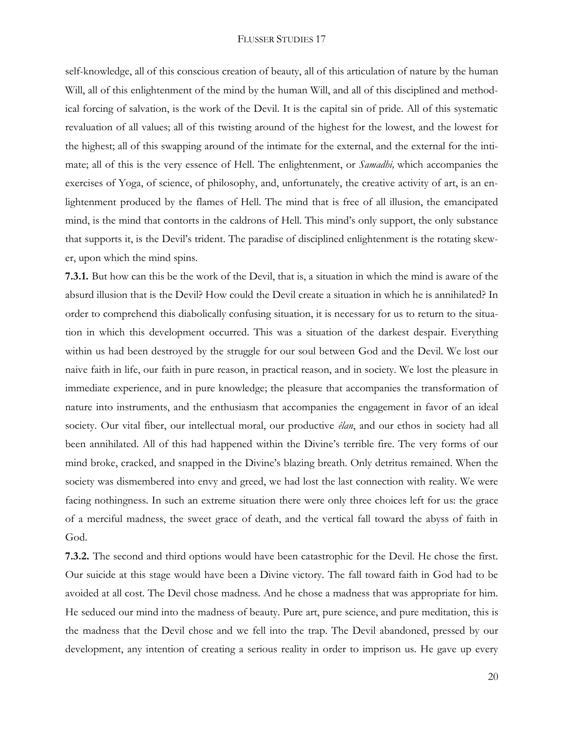self-knowledge, all of this conscious creation of beauty, all of this articulation of nature by the human Will, all of this enlightenment of the mind by the human Will, and all of this disciplined and methodical forcing of salvation, is the work of the Devil. It is the capital sin of pride. All of this systematic revaluation of all values; all of this twisting around of the highest for the lowest, and the lowest for the highest; all of this swapping around of the intimate for the external, and the external for the intimate; all of this is the very essence of Hell. The enlightenment, or *Samadhi,* which accompanies the exercises of Yoga, of science, of philosophy, and, unfortunately, the creative activity of art, is an enlightenment produced by the flames of Hell. The mind that is free of all illusion, the emancipated mind, is the mind that contorts in the caldrons of Hell. This mind's only support, the only substance that supports it, is the Devil's trident. The paradise of disciplined enlightenment is the rotating skewer, upon which the mind spins.

**7.3.1.** But how can this be the work of the Devil, that is, a situation in which the mind is aware of the absurd illusion that is the Devil? How could the Devil create a situation in which he is annihilated? In order to comprehend this diabolically confusing situation, it is necessary for us to return to the situation in which this development occurred. This was a situation of the darkest despair. Everything within us had been destroyed by the struggle for our soul between God and the Devil. We lost our naive faith in life, our faith in pure reason, in practical reason, and in society. We lost the pleasure in immediate experience, and in pure knowledge; the pleasure that accompanies the transformation of nature into instruments, and the enthusiasm that accompanies the engagement in favor of an ideal society. Our vital fiber, our intellectual moral, our productive *élan*, and our ethos in society had all been annihilated. All of this had happened within the Divine's terrible fire. The very forms of our mind broke, cracked, and snapped in the Divine's blazing breath. Only detritus remained. When the society was dismembered into envy and greed, we had lost the last connection with reality. We were facing nothingness. In such an extreme situation there were only three choices left for us: the grace of a merciful madness, the sweet grace of death, and the vertical fall toward the abyss of faith in God.

**7.3.2.** The second and third options would have been catastrophic for the Devil. He chose the first. Our suicide at this stage would have been a Divine victory. The fall toward faith in God had to be avoided at all cost. The Devil chose madness. And he chose a madness that was appropriate for him. He seduced our mind into the madness of beauty. Pure art, pure science, and pure meditation, this is the madness that the Devil chose and we fell into the trap. The Devil abandoned, pressed by our development, any intention of creating a serious reality in order to imprison us. He gave up every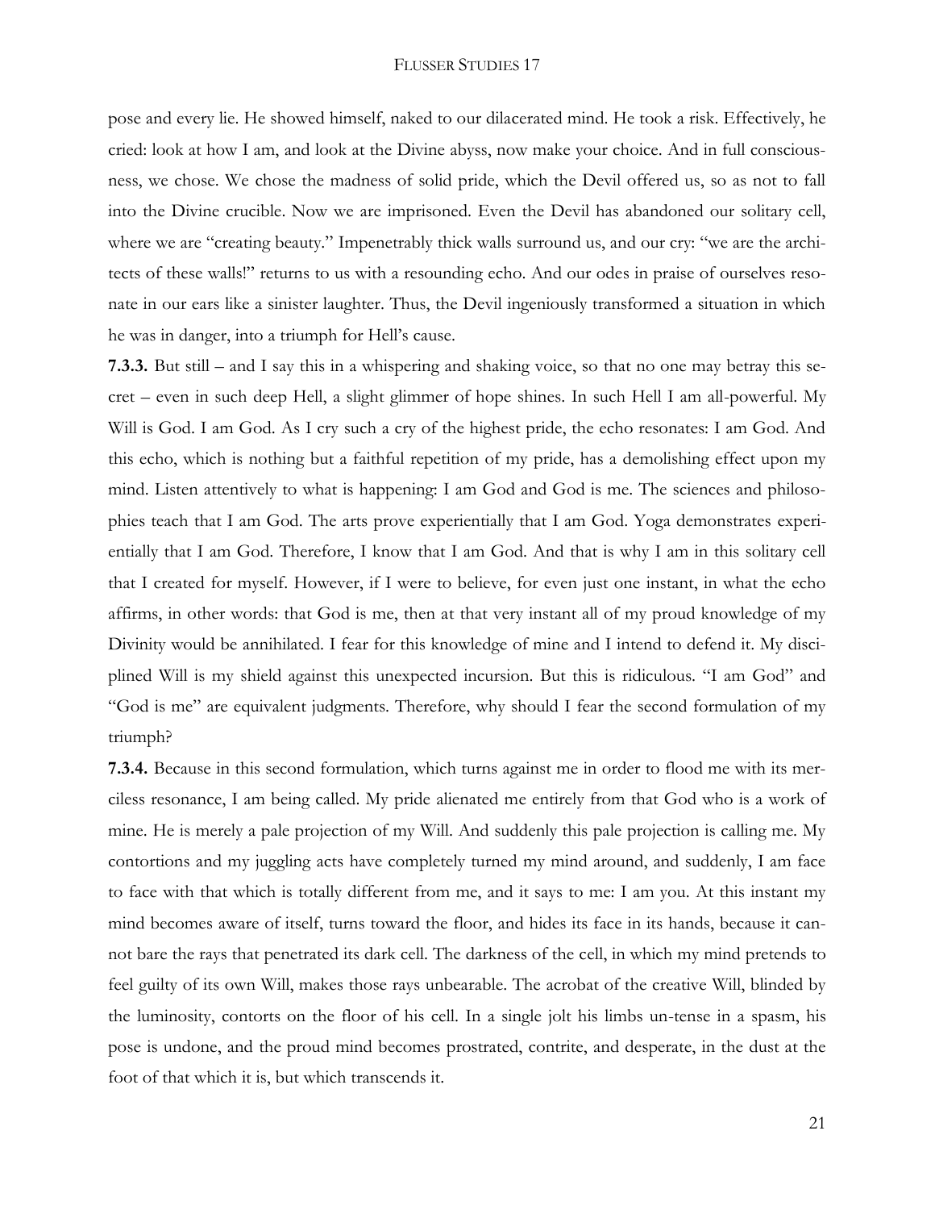pose and every lie. He showed himself, naked to our dilacerated mind. He took a risk. Effectively, he cried: look at how I am, and look at the Divine abyss, now make your choice. And in full consciousness, we chose. We chose the madness of solid pride, which the Devil offered us, so as not to fall into the Divine crucible. Now we are imprisoned. Even the Devil has abandoned our solitary cell, where we are "creating beauty." Impenetrably thick walls surround us, and our cry: "we are the architects of these walls!" returns to us with a resounding echo. And our odes in praise of ourselves resonate in our ears like a sinister laughter. Thus, the Devil ingeniously transformed a situation in which he was in danger, into a triumph for Hell's cause.

**7.3.3.** But still – and I say this in a whispering and shaking voice, so that no one may betray this secret – even in such deep Hell, a slight glimmer of hope shines. In such Hell I am all-powerful. My Will is God. I am God. As I cry such a cry of the highest pride, the echo resonates: I am God. And this echo, which is nothing but a faithful repetition of my pride, has a demolishing effect upon my mind. Listen attentively to what is happening: I am God and God is me. The sciences and philosophies teach that I am God. The arts prove experientially that I am God. Yoga demonstrates experientially that I am God. Therefore, I know that I am God. And that is why I am in this solitary cell that I created for myself. However, if I were to believe, for even just one instant, in what the echo affirms, in other words: that God is me, then at that very instant all of my proud knowledge of my Divinity would be annihilated. I fear for this knowledge of mine and I intend to defend it. My disciplined Will is my shield against this unexpected incursion. But this is ridiculous. "I am God" and "God is me" are equivalent judgments. Therefore, why should I fear the second formulation of my triumph?

**7.3.4.** Because in this second formulation, which turns against me in order to flood me with its merciless resonance, I am being called. My pride alienated me entirely from that God who is a work of mine. He is merely a pale projection of my Will. And suddenly this pale projection is calling me. My contortions and my juggling acts have completely turned my mind around, and suddenly, I am face to face with that which is totally different from me, and it says to me: I am you. At this instant my mind becomes aware of itself, turns toward the floor, and hides its face in its hands, because it cannot bare the rays that penetrated its dark cell. The darkness of the cell, in which my mind pretends to feel guilty of its own Will, makes those rays unbearable. The acrobat of the creative Will, blinded by the luminosity, contorts on the floor of his cell. In a single jolt his limbs un-tense in a spasm, his pose is undone, and the proud mind becomes prostrated, contrite, and desperate, in the dust at the foot of that which it is, but which transcends it.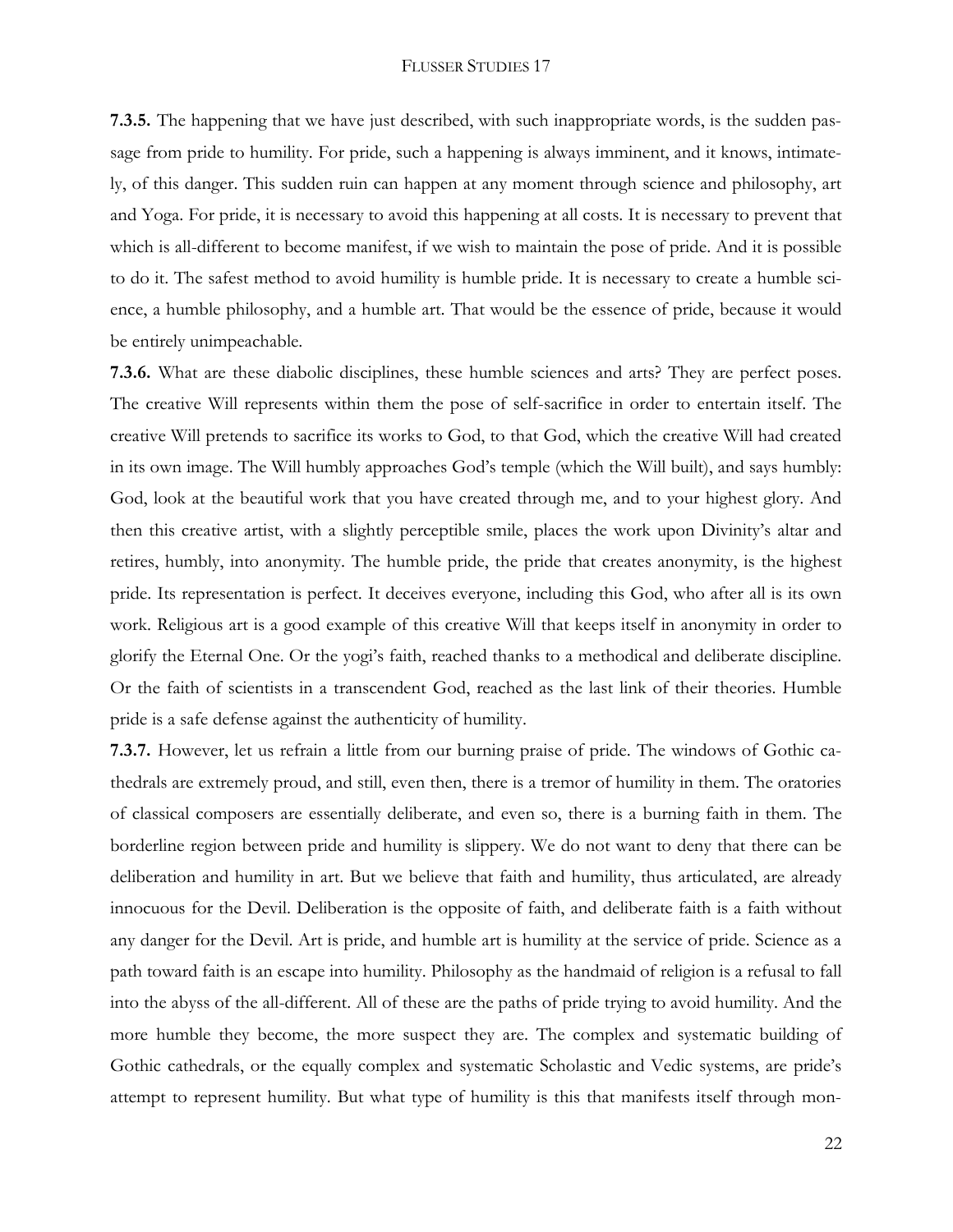**7.3.5.** The happening that we have just described, with such inappropriate words, is the sudden passage from pride to humility. For pride, such a happening is always imminent, and it knows, intimately, of this danger. This sudden ruin can happen at any moment through science and philosophy, art and Yoga. For pride, it is necessary to avoid this happening at all costs. It is necessary to prevent that which is all-different to become manifest, if we wish to maintain the pose of pride. And it is possible to do it. The safest method to avoid humility is humble pride. It is necessary to create a humble science, a humble philosophy, and a humble art. That would be the essence of pride, because it would be entirely unimpeachable.

**7.3.6.** What are these diabolic disciplines, these humble sciences and arts? They are perfect poses. The creative Will represents within them the pose of self-sacrifice in order to entertain itself. The creative Will pretends to sacrifice its works to God, to that God, which the creative Will had created in its own image. The Will humbly approaches God's temple (which the Will built), and says humbly: God, look at the beautiful work that you have created through me, and to your highest glory. And then this creative artist, with a slightly perceptible smile, places the work upon Divinity's altar and retires, humbly, into anonymity. The humble pride, the pride that creates anonymity, is the highest pride. Its representation is perfect. It deceives everyone, including this God, who after all is its own work. Religious art is a good example of this creative Will that keeps itself in anonymity in order to glorify the Eternal One. Or the yogi's faith, reached thanks to a methodical and deliberate discipline. Or the faith of scientists in a transcendent God, reached as the last link of their theories. Humble pride is a safe defense against the authenticity of humility.

**7.3.7.** However, let us refrain a little from our burning praise of pride. The windows of Gothic cathedrals are extremely proud, and still, even then, there is a tremor of humility in them. The oratories of classical composers are essentially deliberate, and even so, there is a burning faith in them. The borderline region between pride and humility is slippery. We do not want to deny that there can be deliberation and humility in art. But we believe that faith and humility, thus articulated, are already innocuous for the Devil. Deliberation is the opposite of faith, and deliberate faith is a faith without any danger for the Devil. Art is pride, and humble art is humility at the service of pride. Science as a path toward faith is an escape into humility. Philosophy as the handmaid of religion is a refusal to fall into the abyss of the all-different. All of these are the paths of pride trying to avoid humility. And the more humble they become, the more suspect they are. The complex and systematic building of Gothic cathedrals, or the equally complex and systematic Scholastic and Vedic systems, are pride's attempt to represent humility. But what type of humility is this that manifests itself through mon-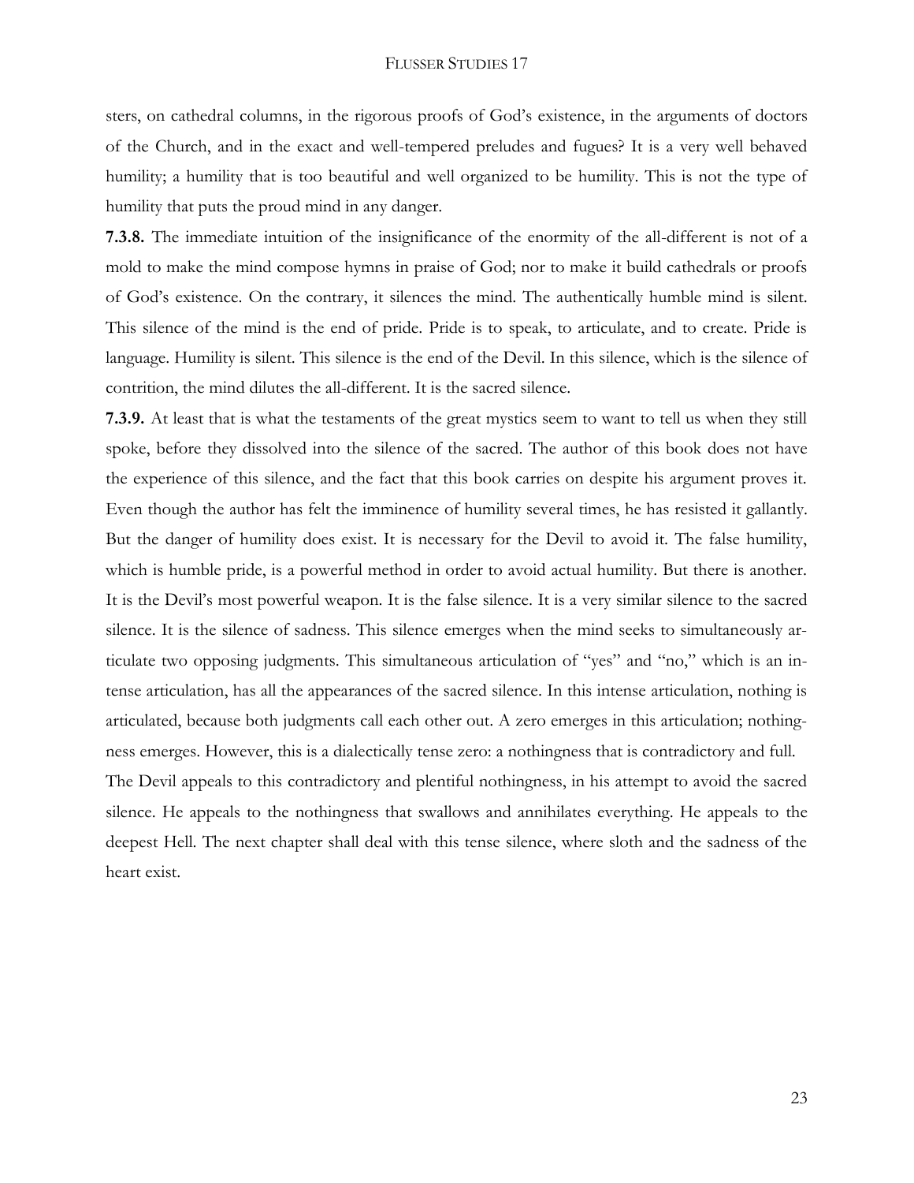sters, on cathedral columns, in the rigorous proofs of God's existence, in the arguments of doctors of the Church, and in the exact and well-tempered preludes and fugues? It is a very well behaved humility; a humility that is too beautiful and well organized to be humility. This is not the type of humility that puts the proud mind in any danger.

**7.3.8.** The immediate intuition of the insignificance of the enormity of the all-different is not of a mold to make the mind compose hymns in praise of God; nor to make it build cathedrals or proofs of God's existence. On the contrary, it silences the mind. The authentically humble mind is silent. This silence of the mind is the end of pride. Pride is to speak, to articulate, and to create. Pride is language. Humility is silent. This silence is the end of the Devil. In this silence, which is the silence of contrition, the mind dilutes the all-different. It is the sacred silence.

**7.3.9.** At least that is what the testaments of the great mystics seem to want to tell us when they still spoke, before they dissolved into the silence of the sacred. The author of this book does not have the experience of this silence, and the fact that this book carries on despite his argument proves it. Even though the author has felt the imminence of humility several times, he has resisted it gallantly. But the danger of humility does exist. It is necessary for the Devil to avoid it. The false humility, which is humble pride, is a powerful method in order to avoid actual humility. But there is another. It is the Devil's most powerful weapon. It is the false silence. It is a very similar silence to the sacred silence. It is the silence of sadness. This silence emerges when the mind seeks to simultaneously articulate two opposing judgments. This simultaneous articulation of "yes" and "no," which is an intense articulation, has all the appearances of the sacred silence. In this intense articulation, nothing is articulated, because both judgments call each other out. A zero emerges in this articulation; nothingness emerges. However, this is a dialectically tense zero: a nothingness that is contradictory and full.

The Devil appeals to this contradictory and plentiful nothingness, in his attempt to avoid the sacred silence. He appeals to the nothingness that swallows and annihilates everything. He appeals to the deepest Hell. The next chapter shall deal with this tense silence, where sloth and the sadness of the heart exist.